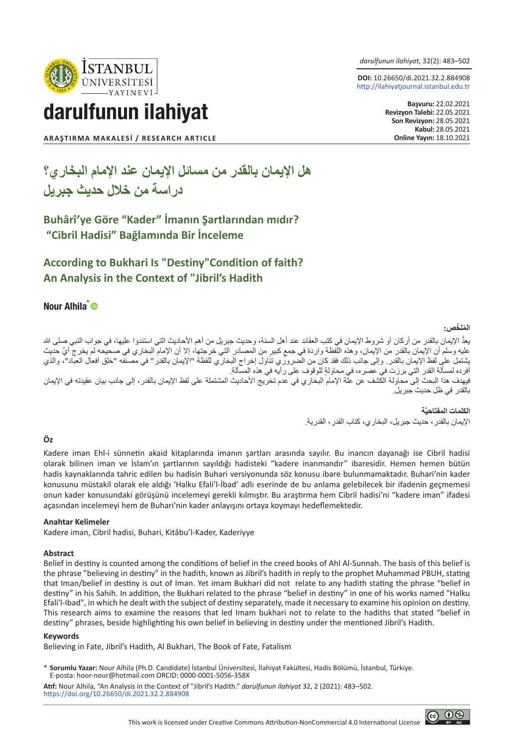**ARAŞTIRMA MAKALESİ / RESEARCH ARTICLE**

**Başvuru:** 22.02.2021
**Revizyon Talebi:** 22.05.2021
**Son Revizyon:** 28.05.2021
**Kabul:** 28.05.2021
**Online Yayın:** 18.10.2021

**DOI:** 10.26650/di.2021.32.2.884908
http://ilahiyatjournal.istanbul.edu.tr

# هل الإيمان بالقدر من مسائل الإيمان عند الإمام البخاري؟ دراسة من خلال حديث جبريل

# Buhârî'ye Göre "Kader" İmanın Şartlarından mıdır? "Cibril Hadisi" Bağlamında Bir İnceleme

# According to Bukhari Is "Destiny"Condition of faith? An Analysis in the Context of "Jibril's Hadith

**Nour Alhila***

**المُلخَّص:**

يعدُّ الإيمان بالقدر من أركان أو شروط الإيمان في كتب العقائد عند أهل السنة، وحديث جبريل من أهم الأحاديث التي استندوا عليها، في جواب النبي صلى الله عليه وسلم أن الإيمان بالقدر من الإيمان، وهذه اللفظة واردة في جمع كبير من المصادر التي خرجتها، إلا أن الإمام البخاري في صحيحه لم يخرج أيَّ حديث يشتمل على لفظ الإيمان بالقدر. وإلى جانب ذلك فقد كان من الضروري تناول إخراج البخاري للفظة "الإيمان بالقدر" في مصنفه "خلق أفعال العباد"، والذي أفرده لمسألة القدر التي برزت في عصره، في محاولةٍ للوقوف على رأيه في هذه المسألة.

فيهدف هذا البحث إلى محاولة الكشف عن علة الإمام البخاري في عدم تخريج الأحاديث المشتملة على لفظ الإيمان بالقدر، إلى جانب بيان عقيدته في الإيمان بالقدر في ظل حديث جبريل.

**الكلمات المفتاحيّة**

الإيمان بالقدر، حديث جبريل، البخاري، كتاب القدر، القدرية.

**Öz**

Kadere iman Ehl-i sünnetin akaid kitaplarında imanın şartları arasında sayılır. Bu inancın dayanağı ise Cibril hadisi olarak bilinen iman ve İslam'ın şartlarının sayıldığı hadisteki "kadere inanmandır" ibaresidir. Hemen hemen bütün hadis kaynaklarında tahric edilen bu hadisin Buhari versiyonunda söz konusu ibare bulunmamaktadır. Buhari'nin kader konusunu müstakil olarak ele aldığı 'Halku Efali'l-İbad' adlı eserinde de bu anlama gelebilecek bir ifadenin geçmemesi onun kader konusundaki görüşünü incelemeyi gerekli kılmıştır. Bu araştırma hem Cibril hadisi'ni "kadere iman" ifadesi açasından incelemeyi hem de Buhari'nin kader anlayışını ortaya koymayı hedeflemektedir.

**Anahtar Kelimeler**

Kadere iman, Cibril hadisi, Buhari, Kitâbu'l-Kader, Kaderiyye

**Abstract**

Belief in destiny is counted among the conditions of belief in the creed books of Ahl Al-Sunnah. The basis of this belief is the phrase "believing in destiny" in the hadith, known as Jibril's hadith in reply to the prophet Muhammad PBUH, stating that Iman/belief in destiny is out of Iman. Yet imam Bukhari did not relate to any hadith stating the phrase "belief in destiny" in his Sahih. In addition, the Bukhari related to the phrase "belief in destiny" in one of his works named "Halku Efali'l-Ibad", in which he dealt with the subject of destiny separately, made it necessary to examine his opinion on destiny. This research aims to examine the reasons that led Imam bukhari not to relate to the hadiths that stated "belief in destiny" phrases, beside highlighting his own belief in believing in destiny under the mentioned Jibril's Hadith.

**Keywords**

Believing in Fate, Jibril's Hadith, Al Bukhari, The Book of Fate, Fatalism

\* **Sorumlu Yazar:** Nour Alhila (Ph.D. Candidate) İstanbul Üniversitesi, İlahiyat Fakültesi, Hadis Bölümü, İstanbul, Türkiye. E-posta: hoor-nour@hotmail.com ORCID: 0000-0001-5056-358X

**Atıf:** Nour Alhila, "An Analysis in the Context of "Jibril's Hadith." *darulfunun ilahiyat* 32, 2 (2021): 483–502. https://doi.org/10.26650/di.2021.32.2.884908

This work is licensed under Creative Commons Attribution-NonCommercial 4.0 International License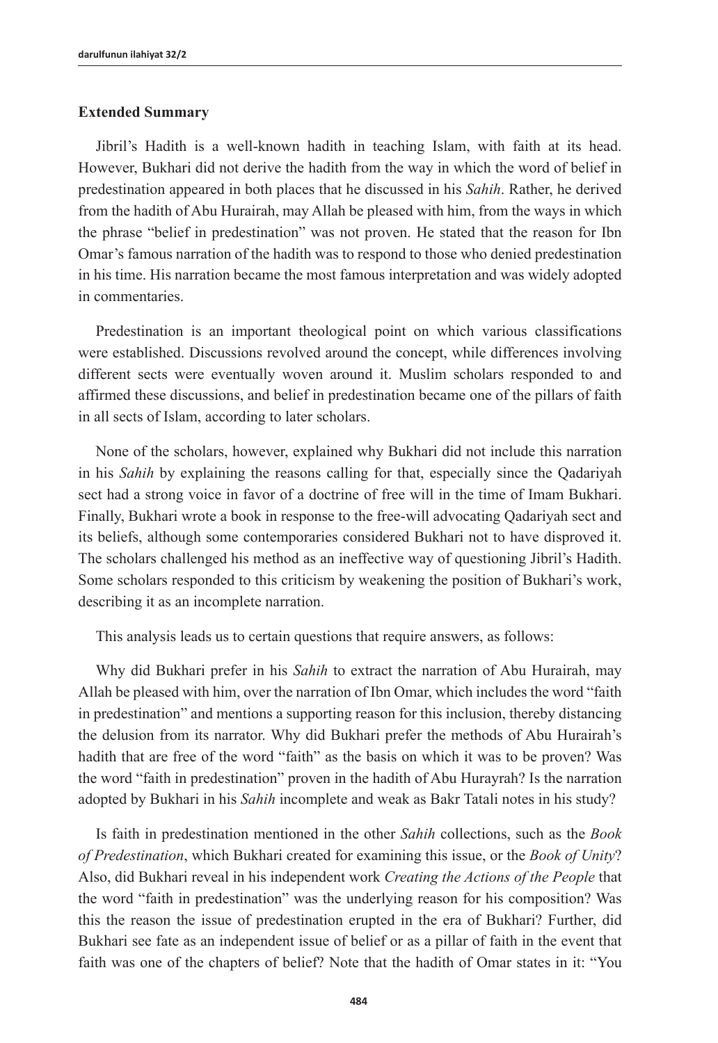## Extended Summary

Jibril's Hadith is a well-known hadith in teaching Islam, with faith at its head. However, Bukhari did not derive the hadith from the way in which the word of belief in predestination appeared in both places that he discussed in his *Sahih*. Rather, he derived from the hadith of Abu Hurairah, may Allah be pleased with him, from the ways in which the phrase "belief in predestination" was not proven. He stated that the reason for Ibn Omar's famous narration of the hadith was to respond to those who denied predestination in his time. His narration became the most famous interpretation and was widely adopted in commentaries.

Predestination is an important theological point on which various classifications were established. Discussions revolved around the concept, while differences involving different sects were eventually woven around it. Muslim scholars responded to and affirmed these discussions, and belief in predestination became one of the pillars of faith in all sects of Islam, according to later scholars.

None of the scholars, however, explained why Bukhari did not include this narration in his *Sahih* by explaining the reasons calling for that, especially since the Qadariyah sect had a strong voice in favor of a doctrine of free will in the time of Imam Bukhari. Finally, Bukhari wrote a book in response to the free-will advocating Qadariyah sect and its beliefs, although some contemporaries considered Bukhari not to have disproved it. The scholars challenged his method as an ineffective way of questioning Jibril's Hadith. Some scholars responded to this criticism by weakening the position of Bukhari's work, describing it as an incomplete narration.

This analysis leads us to certain questions that require answers, as follows:

Why did Bukhari prefer in his *Sahih* to extract the narration of Abu Hurairah, may Allah be pleased with him, over the narration of Ibn Omar, which includes the word "faith in predestination" and mentions a supporting reason for this inclusion, thereby distancing the delusion from its narrator. Why did Bukhari prefer the methods of Abu Hurairah's hadith that are free of the word "faith" as the basis on which it was to be proven? Was the word "faith in predestination" proven in the hadith of Abu Hurayrah? Is the narration adopted by Bukhari in his *Sahih* incomplete and weak as Bakr Tatali notes in his study?

Is faith in predestination mentioned in the other *Sahih* collections, such as the *Book of Predestination*, which Bukhari created for examining this issue, or the *Book of Unity*? Also, did Bukhari reveal in his independent work *Creating the Actions of the People* that the word "faith in predestination" was the underlying reason for his composition? Was this the reason the issue of predestination erupted in the era of Bukhari? Further, did Bukhari see fate as an independent issue of belief or as a pillar of faith in the event that faith was one of the chapters of belief? Note that the hadith of Omar states in it: "You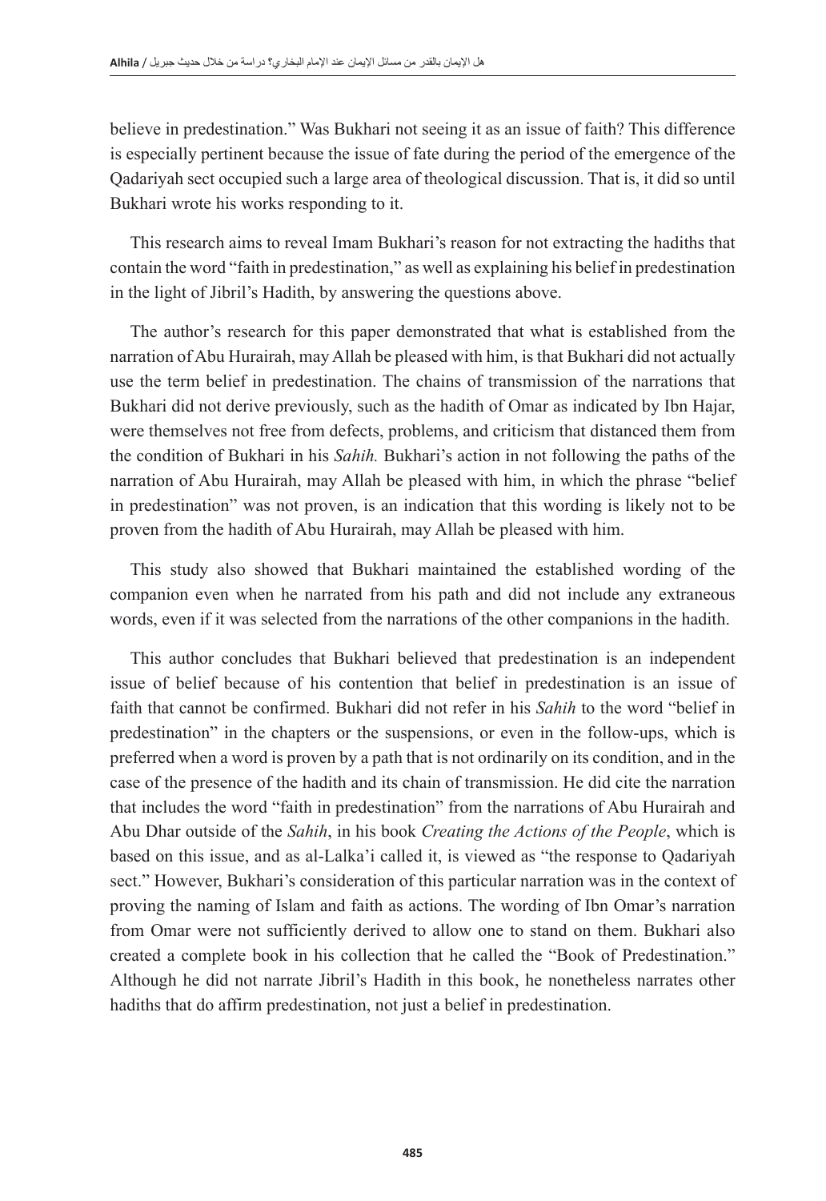believe in predestination." Was Bukhari not seeing it as an issue of faith? This difference is especially pertinent because the issue of fate during the period of the emergence of the Qadariyah sect occupied such a large area of theological discussion. That is, it did so until Bukhari wrote his works responding to it.

This research aims to reveal Imam Bukhari's reason for not extracting the hadiths that contain the word "faith in predestination," as well as explaining his belief in predestination in the light of Jibril's Hadith, by answering the questions above.

The author's research for this paper demonstrated that what is established from the narration of Abu Hurairah, may Allah be pleased with him, is that Bukhari did not actually use the term belief in predestination. The chains of transmission of the narrations that Bukhari did not derive previously, such as the hadith of Omar as indicated by Ibn Hajar, were themselves not free from defects, problems, and criticism that distanced them from the condition of Bukhari in his *Sahih.* Bukhari's action in not following the paths of the narration of Abu Hurairah, may Allah be pleased with him, in which the phrase "belief in predestination" was not proven, is an indication that this wording is likely not to be proven from the hadith of Abu Hurairah, may Allah be pleased with him.

This study also showed that Bukhari maintained the established wording of the companion even when he narrated from his path and did not include any extraneous words, even if it was selected from the narrations of the other companions in the hadith.

This author concludes that Bukhari believed that predestination is an independent issue of belief because of his contention that belief in predestination is an issue of faith that cannot be confirmed. Bukhari did not refer in his *Sahih* to the word "belief in predestination" in the chapters or the suspensions, or even in the follow-ups, which is preferred when a word is proven by a path that is not ordinarily on its condition, and in the case of the presence of the hadith and its chain of transmission. He did cite the narration that includes the word "faith in predestination" from the narrations of Abu Hurairah and Abu Dhar outside of the *Sahih*, in his book *Creating the Actions of the People*, which is based on this issue, and as al-Lalka'i called it, is viewed as "the response to Qadariyah sect." However, Bukhari's consideration of this particular narration was in the context of proving the naming of Islam and faith as actions. The wording of Ibn Omar's narration from Omar were not sufficiently derived to allow one to stand on them. Bukhari also created a complete book in his collection that he called the "Book of Predestination." Although he did not narrate Jibril's Hadith in this book, he nonetheless narrates other hadiths that do affirm predestination, not just a belief in predestination.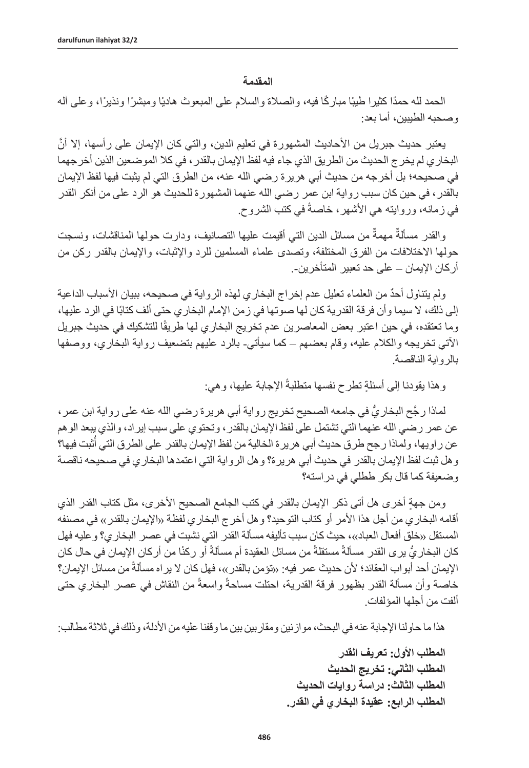## المقدمة

الحمد لله حمدًا كثيرا طيبًا مباركًا فيه، والصلاة والسلام على المبعوث هاديًا ومبشرًا ونذيرًا، وعلى آله وصحبه الطيبين، أما بعد:

يعتبر حديث جبريل من الأحاديث المشهورة في تعليم الدين، والتي كان الإيمان على رأسها، إلا أنَّ البخاري لم يخرج الحديث من الطريق الذي جاء فيه لفظ الإيمان بالقدر، في كلا الموضعين الذين أخرجهما في صحيحه؛ بل أخرجه من حديث أبي هريرة رضي الله عنه، من الطرق التي لم يثبت فيها لفظ الإيمان بالقدر، في حين كان سبب رواية ابن عمر رضي الله عنهما المشهورة للحديث هو الرد على من أنكر القدر في زمانه، وروايته هي الأشهر، خاصةً في كتب الشروح.

والقدر مسألةٌ مهمةٌ من مسائل الدين التي أقيمت عليها التصانيف، ودارت حولها المناقشات، ونسجت حولها الاختلافات من الفرق المختلفة، وتصدى علماء المسلمين للرد والإثبات، والإيمان بالقدر ركن من أركان الإيمان – على حد تعبير المتأخرين-.

ولم يتناول أحدٌ من العلماء تعليل عدم إخراج البخاري لهذه الرواية في صحيحه، ببيان الأسباب الداعية إلى ذلك، لا سيما وأن فرقة القدرية كان لها صوتها في زمن الإمام البخاري حتى ألف كتابًا في الرد عليها، وما تعتقده، في حين اعتبر بعض المعاصرين عدم تخريج البخاري لها طريقًا للتشكيك في حديث جبريل الآتي تخريجه والكلام عليه، وقام بعضهم – كما سيأتي- بالرد عليهم بتضعيف رواية البخاري، ووصفها بالرواية الناقصة.

وهذا يقودنا إلى أسئلةٍ تطرح نفسها متطلبةً الإجابة عليها، وهي:

لماذا رجَّح البخاريُّ في جامعه الصحيح تخريج رواية أبي هريرة رضي الله عنه على رواية ابن عمر، عن عمر رضي الله عنهما التي تشتمل على لفظ الإيمان بالقدر، وتحتوي على سبب إيراد، والذي يبعد الوهم عن راويها، ولماذا رجح طرق حديث أبي هريرة الخالية من لفظ الإيمان بالقدر على الطرق التي أُثبت فيها؟ وهل ثبت لفظ الإيمان بالقدر في حديث أبي هريرة؟ وهل الرواية التي اعتمدها البخاري في صحيحه ناقصة وضعيفة كما قال بكر طظلي في دراسته؟

ومن جهةٍ أخرى هل أتى ذكر الإيمان بالقدر في كتب الجامع الصحيح الأخرى، مثل كتاب القدر الذي أقامه البخاري من أجل هذا الأمر أو كتاب التوحيد؟ وهل أخرج البخاري لفظة «الإيمان بالقدر» في مصنفه المستقل «خلق أفعال العباد»، حيث كان سبب تأليفه مسألة القدر التي نشبت في عصر البخاري؟ وعليه فهل كان البخاريُّ يرى القدر مسألةً مستقلةً من مسائل العقيدة أم مسألةً أو ركنًا من أركان الإيمان في حال كان الإيمان أحد أبواب العقائد؛ لأن حديث عمر فيه: «تؤمن بالقدر»، فهل كان لا يراه مسألةً من مسائل الإيمان؟ خاصة وأن مسألة القدر بظهور فرقة القدرية، احتلت مساحةً واسعةً من النقاش في عصر البخاري حتى ألفت من أجلها المؤلفات.

هذا ما حاولنا الإجابة عنه في البحث، موازنين ومقاربين بين ما وقفنا عليه من الأدلة، وذلك في ثلاثة مطالب:

**المطلب الأول: تعريف القدر**
**المطلب الثاني: تخريج الحديث**
**المطلب الثالث: دراسة روايات الحديث**
**المطلب الرابع: عقيدة البخاري في القدر.**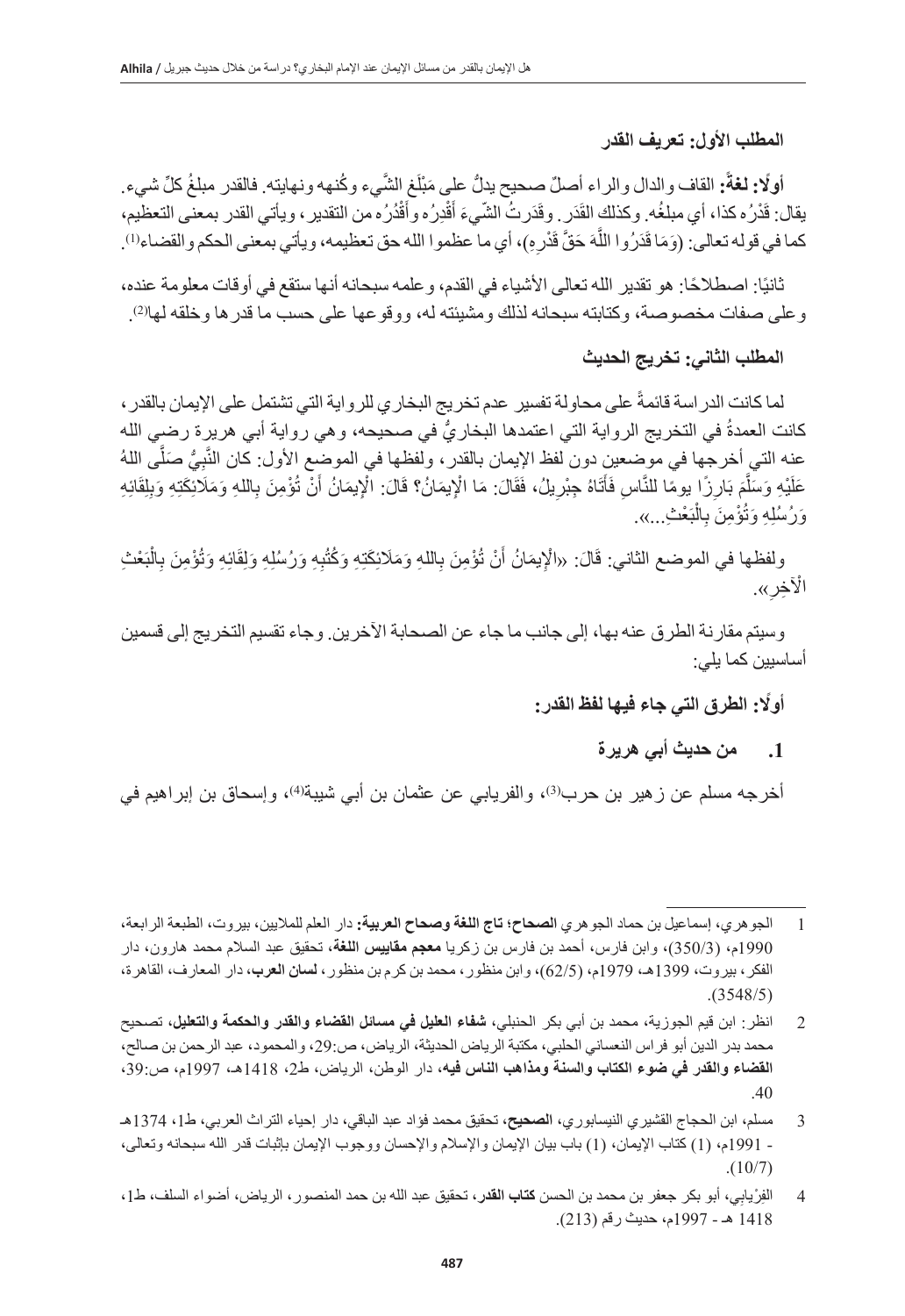### المطلب الأول: تعريف القدر

**أولًا: لغةً:** القاف والدال والراء أصلٌ صحيح يدلُّ على مَبْلَغ الشَّيء وكُنهه ونهايته. فالقدر مبلغُ كلِّ شيء. يقال: قَدْرُه كذا، أي مبلغُه. وكذلك القَدَر. وقَدَرتُ الشّيءَ أَقْدِرُه وأَقْدُرُه من التقدير، ويأتي القدر بمعنى التعظيم، كما في قوله تعالى: (وَمَا قَدَرُوا اللَّهَ حَقَّ قَدْرِهِ)، أي ما عظموا الله حق تعظيمه، ويأتي بمعنى الحكم والقضاء[1].

ثانيًا: اصطلاحًا: هو تقدير الله تعالى الأشياء في القدم، وعلمه سبحانه أنها ستقع في أوقات معلومة عنده، وعلى صفات مخصوصة، وكتابته سبحانه لذلك ومشيئته له، ووقوعها على حسب ما قدرها وخلقه لها[2].

### المطلب الثاني: تخريج الحديث

لما كانت الدراسة قائمةً على محاولة تفسير عدم تخريج البخاري للرواية التي تشتمل على الإيمان بالقدر، كانت العمدةُ في التخريج الرواية التي اعتمدها البخاريُّ في صحيحه، وهي رواية أبي هريرة رضي الله عنه التي أخرجها في موضعين دون لفظ الإيمان بالقدر، ولفظها في الموضع الأول: كان النَّبِيُّ صَلَّى اللهُ عَلَيْهِ وَسَلَّمَ بَارِزًا يومًا للنَّاسِ فَأَتَاهُ جِبْرِيلُ، فَقَالَ: مَا الْإِيمَانُ؟ قَالَ: الْإِيمَانُ أَنْ تُؤْمِنَ بِاللهِ وَمَلَائِكَتِهِ وَبِلِقَائِهِ وَرُسُلِهِ وَتُؤْمِنَ بِالْبَعْثِ...».

ولفظها في الموضع الثاني: قَالَ: «الْإِيمَانُ أَنْ تُؤْمِنَ بِاللهِ وَمَلَائِكَتِهِ وَكُتُبِهِ وَرُسُلِهِ وَلِقَائِهِ وَتُؤْمِنَ بِالْبَعْثِ الْآخِرِ».

وسيتم مقارنة الطرق عنه بها، إلى جانب ما جاء عن الصحابة الآخرين. وجاء تقسيم التخريج إلى قسمين أساسيين كما يلي:

#### أولًا: الطرق التي جاء فيها لفظ القدر:

1. **من حديث أبي هريرة**

أخرجه مسلم عن زهير بن حرب[3]، والفريابي عن عثمان بن أبي شيبة[4]، وإسحاق بن إبراهيم في

---

1 الجوهري، إسماعيل بن حماد الجوهري **الصحاح؛ تاج اللغة وصحاح العربية**: دار العلم للملايين، بيروت، الطبعة الرابعة، 1990م، (350/3)، وابن فارس، أحمد بن فارس بن زكريا **معجم مقاييس اللغة**، تحقيق عبد السلام محمد هارون، دار الفكر، بيروت، 1399هـ، 1979م، (62/5)، وابن منظور، محمد بن كرم بن منظور، **لسان العرب**، دار المعارف، القاهرة، (3548/5).

2 انظر: ابن قيم الجوزية، محمد بن أبي بكر الحنبلي، **شفاء العليل في مسائل القضاء والقدر والحكمة والتعليل**، تصحيح محمد بدر الدين أبو فراس النعساني الحلبي، مكتبة الرياض الحديثة، الرياض، ص:29، والمحمود، عبد الرحمن بن صالح، **القضاء والقدر في ضوء الكتاب والسنة ومذاهب الناس فيه**، دار الوطن، الرياض، ط2، 1418هـ، 1997م، ص:39، 40.

3 مسلم، ابن الحجاج القشيري النيسابوري، **الصحيح**، تحقيق محمد فؤاد عبد الباقي، دار إحياء التراث العربي، ط1، 1374هـ - 1991م، (1) كتاب الإيمان، (1) باب بيان الإيمان والإسلام والإحسان ووجوب الإيمان بإثبات قدر الله سبحانه وتعالى، (10/7).

4 الفِرْيابي، أبو بكر جعفر بن محمد بن الحسن **كتاب القدر**، تحقيق عبد الله بن حمد المنصور، الرياض، أضواء السلف، ط1، 1418 هـ - 1997م، حديث رقم (213).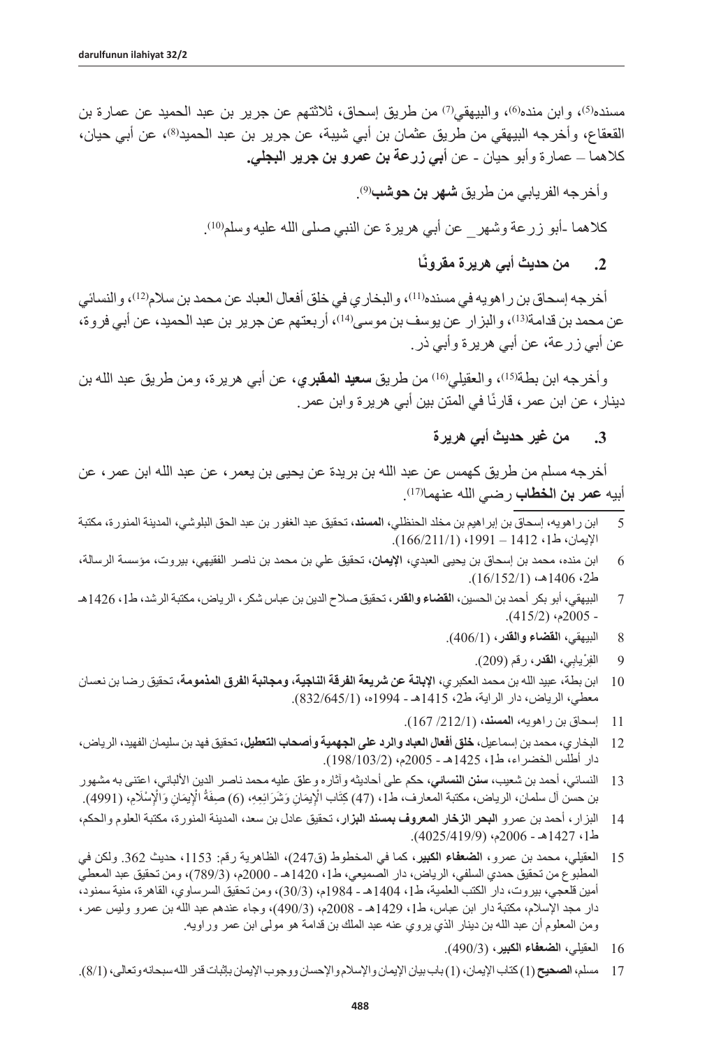مسنده[5]، وابن منده[6]، والبيهقي[7] من طريق إسحاق، ثلاثتهم عن جرير بن عبد الحميد عن عمارة بن القعقاع، وأخرجه البيهقي من طريق عثمان بن أبي شيبة، عن جرير بن عبد الحميد[8]، عن أبي حيان، كلاهما – عمارة وأبو حيان - عن **أبي زرعة بن عمرو بن جرير البجلي.**

وأخرجه الفريابي من طريق **شهر بن حوشب**[9].

كلاهما -أبو زرعة وشهر_ عن أبي هريرة عن النبي صلى الله عليه وسلم[10].

### 2. من حديث أبي هريرة مقرونًا

أخرجه إسحاق بن راهويه في مسنده[11]، والبخاري في خلق أفعال العباد عن محمد بن سلام[12]، والنسائي عن محمد بن قدامة[13]، والبزار عن يوسف بن موسى[14]، أربعتهم عن جرير بن عبد الحميد، عن أبي فروة، عن أبي زرعة، عن أبي هريرة وأبي ذر.

وأخرجه ابن بطة[15]، والعقيلي[16] من طريق **سعيد المقبري**، عن أبي هريرة، ومن طريق عبد الله بن دينار، عن ابن عمر، قارنًا في المتن بين أبي هريرة وابن عمر.

### 3. من غير حديث أبي هريرة

أخرجه مسلم من طريق كهمس عن عبد الله بن بريدة عن يحيى بن يعمر، عن عبد الله ابن عمر، عن أبيه **عمر بن الخطاب** رضي الله عنهما[17].

5 ابن راهويه، إسحاق بن إبراهيم بن مخلد الحنظلي، **المسند**، تحقيق عبد الغفور بن عبد الحق البلوشي، المدينة المنورة، مكتبة الإيمان، ط1، 1412 – 1991، (166/211/1).

6 ابن منده، محمد بن إسحاق بن يحيى العبدي، **الإيمان**، تحقيق علي بن محمد بن ناصر الفقيهي، بيروت، مؤسسة الرسالة، ط2، 1406هـ، (16/152/1).

7 البيهقي، أبو بكر أحمد بن الحسين، **القضاء والقدر**، تحقيق صلاح الدين بن عباس شكر، الرياض، مكتبة الرشد، ط1، 1426هـ - 2005م، (415/2).

8 البيهقي، **القضاء والقدر**، (406/1).

9 الفِرْيابِي، **القدر**، رقم (209).

10 ابن بطة، عبيد الله بن محمد العكبري، **الإبانة عن شريعة الفرقة الناجية، ومجانبة الفرق المذمومة**، تحقيق رضا بن نعسان معطي، الرياض، دار الراية، ط2، 1415هـ - 1994ه، (832/645/1).

11 إسحاق بن راهويه، **المسند**، (212/1/ 167).

12 البخاري، محمد بن إسماعيل، **خلق أفعال العباد والرد على الجهمية وأصحاب التعطيل**، تحقيق فهد بن سليمان الفهيد، الرياض، دار أطلس الخضراء، ط1، 1425هـ - 2005م، (198/103/2).

13 النسائي، أحمد بن شعيب، **سنن النسائي**، حكم على أحاديثه وآثاره وعلق عليه محمد ناصر الدين الألباني، اعتنى به مشهور بن حسن آل سلمان، الرياض، مكتبة المعارف، ط1، (47) كِتَاب الْإِيمَانِ وَشَرَائِعِهِ، (6) صِفَةُ الْإِيمَانِ وَالْإِسْلَامِ، (4991).

14 البزار، أحمد بن عمرو **البحر الزخار المعروف بمسند البزار**، تحقيق عادل بن سعد، المدينة المنورة، مكتبة العلوم والحكم، ط1، 1427هـ - 2006م، (4025/419/9).

15 العقيلي، محمد بن عمرو، **الضعفاء الكبير**، كما في المخطوط (ق247)، الظاهرية رقم: 1153، حديث 362. ولكن في المطبوع من تحقيق حمدي السلفي، الرياض، دار الصميعي، ط1، 1420هـ - 2000م، (789/3)، ومن تحقيق عبد المعطي أمين قلعجي، بيروت، دار الكتب العلمية، ط1، 1404هـ - 1984م، (30/3)، ومن تحقيق السرساوي، القاهرة، منية سمنود، دار مجد الإسلام، مكتبة دار ابن عباس، ط1، 1429هـ - 2008م، (490/3)، وجاء عندهم عبد الله بن عمرو وليس عمر، ومن المعلوم أن عبد الله بن دينار الذي يروي عنه عبد الملك بن قدامة هو مولى ابن عمر وراويه.

16 العقيلي، **الضعفاء الكبير**، (490/3).

17 مسلم، **الصحيح** (1) كتاب الإيمان، (1) باب بيان الإيمان والإسلام والإحسان ووجوب الإيمان بإثبات قدر الله سبحانه وتعالى، (8/1).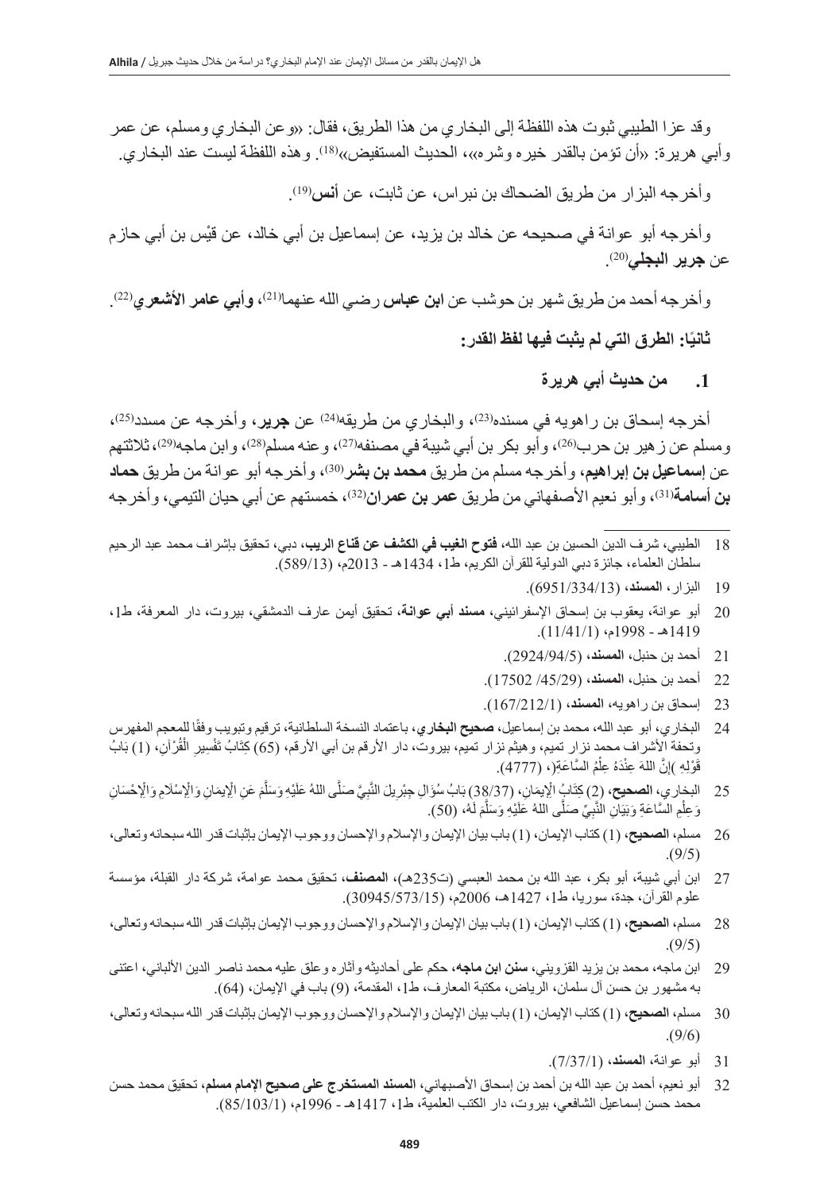وقد عزا الطيبي ثبوت هذه اللفظة إلى البخاري من هذا الطريق، فقال: «وعن البخاري ومسلم، عن عمر وأبي هريرة: «أن تؤمن بالقدر خيره وشره»، الحديث المستفيض»[18]. وهذه اللفظة ليست عند البخاري.

وأخرجه البزار من طريق الضحاك بن نبراس، عن ثابت، عن **أنس**[19].

وأخرجه أبو عوانة في صحيحه عن خالد بن يزيد، عن إسماعيل بن أبي خالد، عن قيْس بن أبي حازم عن **جرير البجلي**[20].

وأخرجه أحمد من طريق شهر بن حوشب عن **ابن عباس** رضي الله عنهما[21]، **وأبي عامر الأشعري**[22].

**ثانيًا: الطرق التي لم يثبت فيها لفظ القدر:**

**1. من حديث أبي هريرة**

أخرجه إسحاق بن راهويه في مسنده[23]، والبخاري من طريقه[24] عن **جرير**، وأخرجه عن مسدد[25]، ومسلم عن زهير بن حرب[26]، وأبو بكر بن أبي شيبة في مصنفه[27]، وعنه مسلم[28]، وابن ماجه[29]، ثلاثتهم عن **إسماعيل بن إبراهيم**، وأخرجه مسلم من طريق **محمد بن بشر**[30]، وأخرجه أبو عوانة من طريق **حماد بن أسامة**[31]، وأبو نعيم الأصفهاني من طريق **عمر بن عمران**[32]، خمستهم عن أبي حيان التيمي، وأخرجه

---

18 الطيبي، شرف الدين الحسين بن عبد الله، **فتوح الغيب في الكشف عن قناع الريب**، دبي، تحقيق بإشراف محمد عبد الرحيم سلطان العلماء، جائزة دبي الدولية للقرآن الكريم، ط1، 1434هـ - 2013م، (589/13).

19 البزار، **المسند**، (6951/334/13).

20 أبو عوانة، يعقوب بن إسحاق الإسفرائيني، **مسند أبي عوانة**، تحقيق أيمن عارف الدمشقي، بيروت، دار المعرفة، ط1، 1419هـ - 1998م، (11/41/1).

21 أحمد بن حنبل، **المسند**، (2924/94/5).

22 أحمد بن حنبل، **المسند**، (17502 /45/29).

23 إسحاق بن راهويه، **المسند**، (167/212/1).

24 البخاري، أبو عبد الله، محمد بن إسماعيل، **صحيح البخاري**، باعتماد النسخة السلطانية، ترقيم وتبويب وفقًا للمعجم المفهرس وتحفة الأشراف محمد نزار تميم، وهيثم نزار تميم، بيروت، دار الأرقم بن أبي الأرقم، (65) كِتَابُ تَفْسِيرِ الْقُرْآنِ، (1) بَابُ قَوْلِهِ )إِنَّ اللهَ عِنْدَهُ عِلْمُ السَّاعَةِ(، (4777).

25 البخاري، **الصحيح**، (2) كِتَابُ الْإِيمَانِ، (38/37) بَابُ سُؤَالِ جِبْرِيلَ النَّبِيَّ صَلَّى اللهُ عَلَيْهِ وَسَلَّمَ عَنِ الْإِيمَانِ وَالْإِسْلَامِ وَالْإِحْسَانِ وَعِلْمِ السَّاعَةِ وَبَيَانِ النَّبِيِّ صَلَّى اللهُ عَلَيْهِ وَسَلَّمَ لَهُ، (50).

26 مسلم، **الصحيح**، (1) كتاب الإيمان، (1) باب بيان الإيمان والإسلام والإحسان ووجوب الإيمان بإثبات قدر الله سبحانه وتعالى، (9/5).

27 ابن أبي شيبة، أبو بكر، عبد الله بن محمد العبسي (ت235هـ)، **المصنف**، تحقيق محمد عوامة، شركة دار القبلة، مؤسسة علوم القرآن، جدة، سوريا، ط1، 1427هـ، 2006م، (30945/573/15).

28 مسلم، **الصحيح**، (1) كتاب الإيمان، (1) باب بيان الإيمان والإسلام والإحسان ووجوب الإيمان بإثبات قدر الله سبحانه وتعالى، (9/5).

29 ابن ماجه، محمد بن يزيد القزويني، **سنن ابن ماجه**، حكم على أحاديثه وآثاره وعلق عليه محمد ناصر الدين الألباني، اعتنى به مشهور بن حسن آل سلمان، الرياض، مكتبة المعارف، ط1، المقدمة، (9) باب في الإيمان، (64).

30 مسلم، **الصحيح**، (1) كتاب الإيمان، (1) باب بيان الإيمان والإسلام والإحسان ووجوب الإيمان بإثبات قدر الله سبحانه وتعالى، (9/6).

31 أبو عوانة، **المسند**، (7/37/1).

32 أبو نعيم، أحمد بن عبد الله بن أحمد بن إسحاق الأصبهاني، **المسند المستخرج على صحيح الإمام مسلم**، تحقيق محمد حسن محمد حسن إسماعيل الشافعي، بيروت، دار الكتب العلمية، ط1، 1417هـ - 1996م، (85/103/1).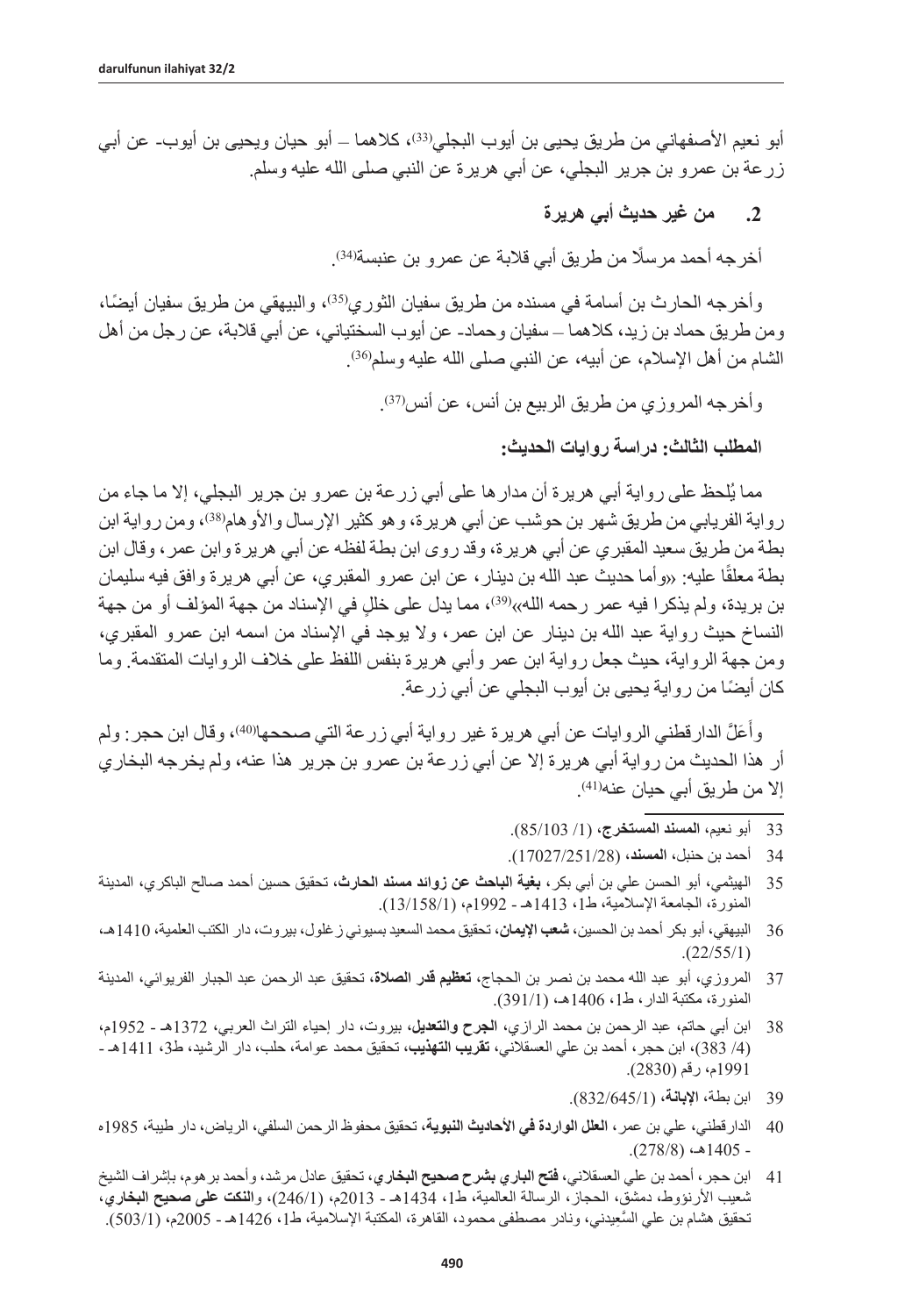أبو نعيم الأصفهاني من طريق يحيى بن أيوب البجلي[33]، كلاهما – أبو حيان ويحيى بن أيوب- عن أبي زرعة بن عمرو بن جرير البجلي، عن أبي هريرة عن النبي صلى الله عليه وسلم.

### 2. من غير حديث أبي هريرة

أخرجه أحمد مرسلًا من طريق أبي قلابة عن عمرو بن عنبسة[34].

وأخرجه الحارث بن أسامة في مسنده من طريق سفيان الثوري[35]، والبيهقي من طريق سفيان أيضًا، ومن طريق حماد بن زيد، كلاهما – سفيان وحماد- عن أيوب السختياني، عن أبي قلابة، عن رجل من أهل الشام من أهل الإسلام، عن أبيه، عن النبي صلى الله عليه وسلم[36].

وأخرجه المروزي من طريق الربيع بن أنس، عن أنس[37].

**المطلب الثالث: دراسة روايات الحديث:**

مما يُلحظ على رواية أبي هريرة أن مدارها على أبي زرعة بن عمرو بن جرير البجلي، إلا ما جاء من رواية الفريابي من طريق شهر بن حوشب عن أبي هريرة، وهو كثير الإرسال والأوهام[38]، ومن رواية ابن بطة من طريق سعيد المقبري عن أبي هريرة، وقد روى ابن بطة لفظه عن أبي هريرة وابن عمر، وقال ابن بطة معلقًا عليه: «وأما حديث عبد الله بن دينار، عن ابن عمرو المقبري، عن أبي هريرة وافق فيه سليمان بن بريدة، ولم يذكرا فيه عمر رحمه الله»[39]، مما يدل على خللٍ في الإسناد من جهة المؤلف أو من جهة النساخ حيث رواية عبد الله بن دينار عن ابن عمر، ولا يوجد في الإسناد من اسمه ابن عمرو المقبري، ومن جهة الرواية، حيث جعل رواية ابن عمر وأبي هريرة بنفس اللفظ على خلاف الروايات المتقدمة. وما كان أيضًا من رواية يحيى بن أيوب البجلي عن أبي زرعة.

وأَعَلَّ الدارقطني الروايات عن أبي هريرة غير رواية أبي زرعة التي صححها[40]، وقال ابن حجر: لم أر هذا الحديث من رواية أبي هريرة إلا عن أبي زرعة بن عمرو بن جرير هذا عنه، ولم يخرجه البخاري إلا من طريق أبي حيان عنه[41].

---

33 أبو نعيم، **المسند المستخرج**، (1/ 103/85).

34 أحمد بن حنبل، **المسند**، (17027/251/28).

35 الهيثمي، أبو الحسن علي بن أبي بكر، **بغية الباحث عن زوائد مسند الحارث**، تحقيق حسين أحمد صالح الباكري، المدينة المنورة، الجامعة الإسلامية، ط1، 1413هـ - 1992م، (13/158/1).

36 البيهقي، أبو بكر أحمد بن الحسين، **شعب الإيمان**، تحقيق محمد السعيد بسيوني زغلول، بيروت، دار الكتب العلمية، 1410هـ، (22/55/1).

37 المروزي، أبو عبد الله محمد بن نصر بن الحجاج، **تعظيم قدر الصلاة**، تحقيق عبد الرحمن عبد الجبار الفريوائي، المدينة المنورة، مكتبة الدار، ط1، 1406هـ، (391/1).

38 ابن أبي حاتم، عبد الرحمن بن محمد الرازي، **الجرح والتعديل**، بيروت، دار إحياء التراث العربي، 1372هـ - 1952م، (4/ 383)، ابن حجر، أحمد بن علي العسقلاني، **تقريب التهذيب**، تحقيق محمد عوامة، حلب، دار الرشيد، ط3، 1411هـ - 1991م، رقم (2830).

39 ابن بطة، **الإبانة**، (832/645/1).

40 الدارقطني، علي بن عمر، **العلل الواردة في الأحاديث النبوية**، تحقيق محفوظ الرحمن السلفي، الرياض، دار طيبة، 1985ه - 1405هـ، (278/8).

41 ابن حجر، أحمد بن علي العسقلاني، **فتح الباري بشرح صحيح البخاري**، تحقيق عادل مرشد، وأحمد برهوم، بإشراف الشيخ شعيب الأرنؤوط، دمشق، الحجاز، الرسالة العالمية، ط1، 1434هـ - 2013م، (246/1)، و**النكت على صحيح البخاري**، تحقيق هشام بن علي السَّعِيدني، ونادر مصطفى محمود، القاهرة، المكتبة الإسلامية، ط1، 1426هـ - 2005م، (503/1).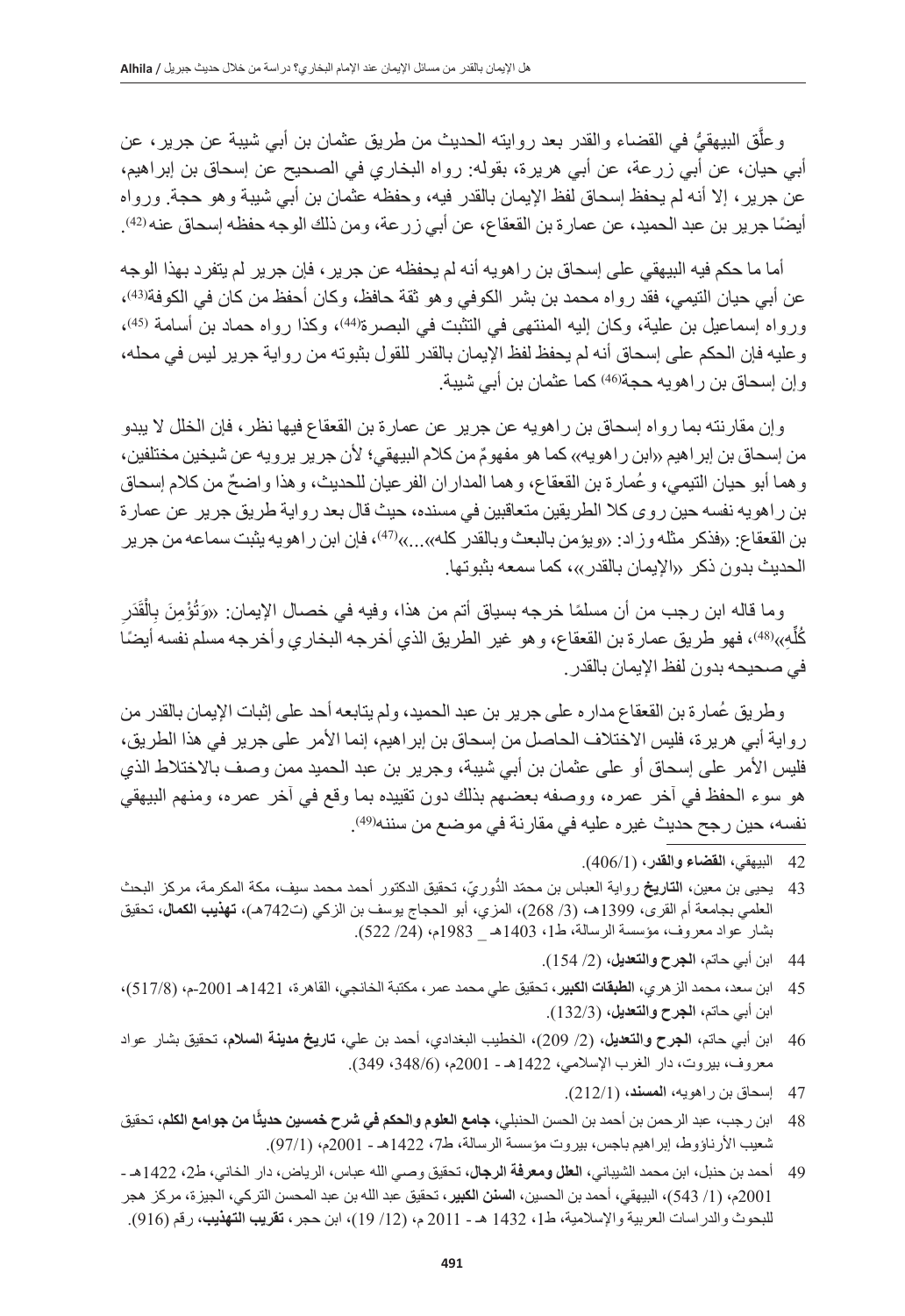وعلَّق البيهقيُّ في القضاء والقدر بعد روايته الحديث من طريق عثمان بن أبي شيبة عن جرير، عن أبي حيان، عن أبي زرعة، عن أبي هريرة، بقوله: رواه البخاري في الصحيح عن إسحاق بن إبراهيم، عن جرير، إلا أنه لم يحفظ إسحاق لفظ الإيمان بالقدر فيه، وحفظه عثمان بن أبي شيبة وهو حجة. ورواه أيضًا جرير بن عبد الحميد، عن عمارة بن القعقاع، عن أبي زرعة، ومن ذلك الوجه حفظه إسحاق عنه[42].

أما ما حكم فيه البيهقي على إسحاق بن راهويه أنه لم يحفظه عن جرير، فإن جرير لم يتفرد بهذا الوجه عن أبي حيان التيمي، فقد رواه محمد بن بشر الكوفي وهو ثقة حافظ، وكان أحفظ من كان في الكوفة[43]، ورواه إسماعيل بن علية، وكان إليه المنتهى في التثبت في البصرة[44]، وكذا رواه حماد بن أسامة [45]، وعليه فإن الحكم على إسحاق أنه لم يحفظ لفظ الإيمان بالقدر للقول بثبوته من رواية جرير ليس في محله، وإن إسحاق بن راهويه حجة[46] كما عثمان بن أبي شيبة.

وإن مقارنته بما رواه إسحاق بن راهويه عن جرير عن عمارة بن القعقاع فيها نظر، فإن الخلل لا يبدو من إسحاق بن إبراهيم «ابن راهويه» كما هو مفهومٌ من كلام البيهقي؛ لأن جرير يرويه عن شيخين مختلفين، وهما أبو حيان التيمي، وعُمارة بن القعقاع، وهما المداران الفرعيان للحديث، وهذا واضحٌ من كلام إسحاق بن راهويه نفسه حين روى كلا الطريقين متعاقبين في مسنده، حيث قال بعد رواية طريق جرير عن عمارة بن القعقاع: «فذكر مثله وزاد: «ويؤمن بالبعث وبالقدر كله»...»[47]، فإن ابن راهويه يثبت سماعه من جرير الحديث بدون ذكر «الإيمان بالقدر»، كما سمعه بثبوتها.

وما قاله ابن رجب من أن مسلمًا خرجه بسياق أتم من هذا، وفيه في خصال الإيمان: «وَتُؤْمِنَ بِالْقَدَرِ كُلِّهِ»[48]، فهو طريق عمارة بن القعقاع، وهو غير الطريق الذي أخرجه البخاري وأخرجه مسلم نفسه أيضًا في صحيحه بدون لفظ الإيمان بالقدر.

وطريق عُمارة بن القعقاع مداره على جرير بن عبد الحميد، ولم يتابعه أحد على إثبات الإيمان بالقدر من رواية أبي هريرة، فليس الاختلاف الحاصل من إسحاق بن إبراهيم، إنما الأمر على جرير في هذا الطريق، فليس الأمر على إسحاق أو على عثمان بن أبي شيبة، وجرير بن عبد الحميد ممن وصف بالاختلاط الذي هو سوء الحفظ في آخر عمره، ووصفه بعضهم بذلك دون تقييده بما وقع في آخر عمره، ومنهم البيهقي نفسه، حين رجح حديث غيره عليه في مقارنة في موضع من سننه[49].

---

42 البيهقي، **القضاء والقدر**، (406/1).

43 يحيى بن معين، **التاريخ** رواية العباس بن محمّد الدُّوريّ، تحقيق الدكتور أحمد محمد سيف، مكة المكرمة، مركز البحث العلمي بجامعة أم القرى، 1399هـ، (3/ 268)، المزي، أبو الحجاج يوسف بن الزكي (ت742هـ)، **تهذيب الكمال**، تحقيق بشار عواد معروف، مؤسسة الرسالة، ط1، 1403هـ _ 1983م، (24/ 522).

44 ابن أبي حاتم، **الجرح والتعديل**، (2/ 154).

45 ابن سعد، محمد الزهري، **الطبقات الكبير**، تحقيق علي محمد عمر، مكتبة الخانجي، القاهرة، 1421هـ 2001-م، (517/8)، ابن أبي حاتم، **الجرح والتعديل**، (132/3).

46 ابن أبي حاتم، **الجرح والتعديل**، (2/ 209)، الخطيب البغدادي، أحمد بن علي، **تاريخ مدينة السلام**، تحقيق بشار عواد معروف، بيروت، دار الغرب الإسلامي، 1422هـ - 2001م، (348/6، 349).

47 إسحاق بن راهويه، **المسند**، (212/1).

48 ابن رجب، عبد الرحمن بن أحمد بن الحسن الحنبلي، **جامع العلوم والحكم في شرح خمسين حديثًا من جوامع الكلم**، تحقيق شعيب الأرناؤوط، إبراهيم باجس، بيروت مؤسسة الرسالة، ط7، 1422هـ - 2001م، (97/1).

49 أحمد بن حنبل، ابن محمد الشيباني، **العلل ومعرفة الرجال**، تحقيق وصي الله عباس، الرياض، دار الخاني، ط2، 1422هـ - 2001م، (1/ 543)، البيهقي، أحمد بن الحسين، **السنن الكبير**، تحقيق عبد الله بن عبد المحسن التركي، الجيزة، مركز هجر للبحوث والدراسات العربية والإسلامية، ط1، 1432 هـ - 2011 م، (12/ 19)، ابن حجر، **تقريب التهذيب**، رقم (916).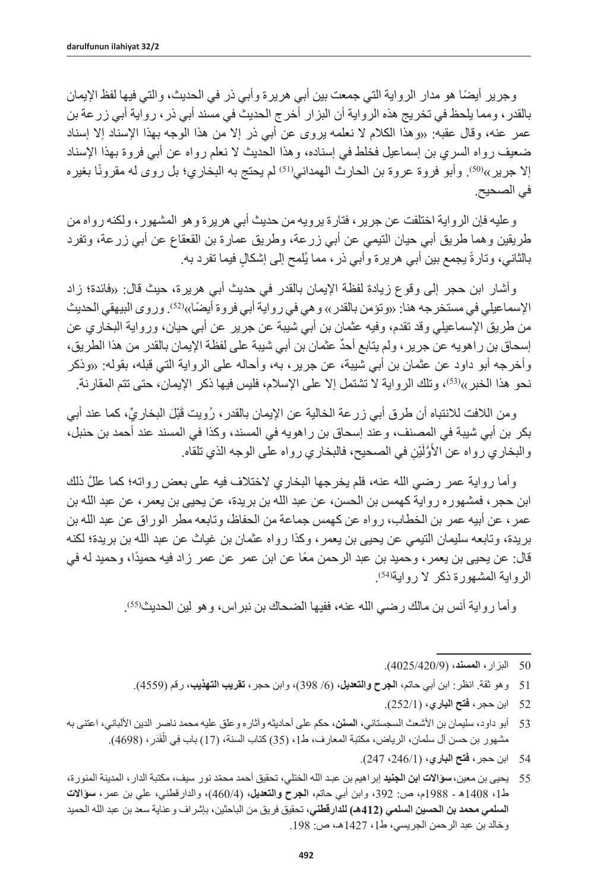وجرير أيضًا هو مدار الرواية التي جمعت بين أبي هريرة وأبي ذر في الحديث، والتي فيها لفظ الإيمان بالقدر، ومما يلحظ في تخريج هذه الرواية أن البزار أخرج الحديث في مسند أبي ذر، رواية أبي زرعة بن عمر عنه، وقال عقبه: «وهذا الكلام لا نعلمه يروى عن أبي ذر إلا من هذا الوجه بهذا الإسناد إلا إسناد ضعيف رواه السري بن إسماعيل فخلط في إسناده، وهذا الحديث لا نعلم رواه عن أبي فروة بهذا الإسناد إلا جرير»[50]. وأبو فروة عروة بن الحارث الهمداني[51] لم يحتج به البخاري؛ بل روى له مقرونًا بغيره في الصحيح.

وعليه فإن الرواية اختلفت عن جرير، فتارة يرويه من حديث أبي هريرة وهو المشهور، ولكنه رواه من طريقين وهما طريق أبي حيان التيمي عن أبي زرعة، وطريق عمارة بن القعقاع عن أبي زرعة، وتفرد بالثاني، وتارةً يجمع بين أبي هريرة وأبي ذر، مما يُلمح إلى إشكالٍ فيما تفرد به.

وأشار ابن حجر إلى وقوع زيادة لفظة الإيمان بالقدر في حديث أبي هريرة، حيث قال: «فائدة؛ زاد الإسماعيلي في مستخرجه هنا: «وتؤمن بالقدر» وهي في رواية أبي فروة أيضًا»[52]. وروى البيهقي الحديث من طريق الإسماعيلي وقد تقدم، وفيه عثمان بن أبي شيبة عن جرير عن أبي حيان، ورواية البخاري عن إسحاق بن راهويه عن جرير، ولم يتابع أحدٌ عثمان بن أبي شيبة على لفظة الإيمان بالقدر من هذا الطريق، وأخرجه أبو داود عن عثمان بن أبي شيبة، عن جرير، به، وأحاله على الرواية التي قبله، بقوله: «وذكر نحو هذا الخبر»[53]، وتلك الرواية لا تشتمل إلا على الإسلام، فليس فيها ذكر الإيمان، حتى تتم المقارنة.

ومن اللافت للانتباه أن طرق أبي زرعة الخالية عن الإيمان بالقدر، رُويت قَبْلَ البخاريِّ، كما عند أبي بكر بن أبي شيبة في المصنف، وعند إسحاق بن راهويه في المسند، وكذا في المسند عند أحمد بن حنبل، والبخاري رواه عن الأَوَّلَيْنِ في الصحيح، فالبخاري رواه على الوجه الذي تلقاه.

وأما رواية عمر رضي الله عنه، فلم يخرجها البخاري لاختلاف فيه على بعض رواته؛ كما علّلَ ذلك ابن حجر، فمشهوره رواية كهمس بن الحسن، عن عبد الله بن بريدة، عن يحيى بن يعمر، عن عبد الله بن عمر، عن أبيه عمر بن الخطاب، رواه عن كهمس جماعة من الحفاظ، وتابعه مطر الوراق عن عبد الله بن بريدة، وتابعه سليمان التيمي عن يحيى بن يعمر، وكذا رواه عثمان بن غياث عن عبد الله بن بريدة؛ لكنه قال: عن يحيى بن يعمر، وحميد بن عبد الرحمن معًا عن ابن عمر عن عمر زاد فيه حميدًا، وحميد له في الرواية المشهورة ذكر لا رواية[54].

وأما رواية أنس بن مالك رضي الله عنه، ففيها الضحاك بن نبراس، وهو لين الحديث[55].

---

50 البزار، **المسند**، (4025/420/9).

51 وهو ثقة. انظر: ابن أبي حاتم، **الجرح والتعديل**، (6/ 398)، وابن حجر، **تقريب التهذيب**، رقم (4559).

52 ابن حجر، **فتح الباري**، (252/1).

53 أبو داود، سليمان بن الأشعث السجستاني، **السنن**، حكم على أحاديثه وآثاره وعلق عليه محمد ناصر الدين الألباني، اعتنى به مشهور بن حسن آل سلمان، الرياض، مكتبة المعارف، ط1، (35) كتاب السنة، (17) باب فِي الْقَدَرِ، (4698).

54 ابن حجر، **فتح الباري**، (246/1، 247).

55 يحيى بن معين، **سؤالات ابن الجنيد** إبراهيم بن عبد الله الختلي، تحقيق أحمد محمّد نور سيف، مكتبة الدار، المدينة المنورة، ط1، 1408هـ - 1988م، ص: 392، وابن أبي حاتم، **الجرح والتعديل**، (460/4)، والدارقطني، علي بن عمر، **سؤالات السلمي محمد بن الحسين السلمي (412هـ) للدارقطني**، تحقيق فريق من الباحثين، بإشراف وعناية سعد بن عبد الله الحميد وخالد بن عبد الرحمن الجريسي، ط1، 1427هـ، ص: 198.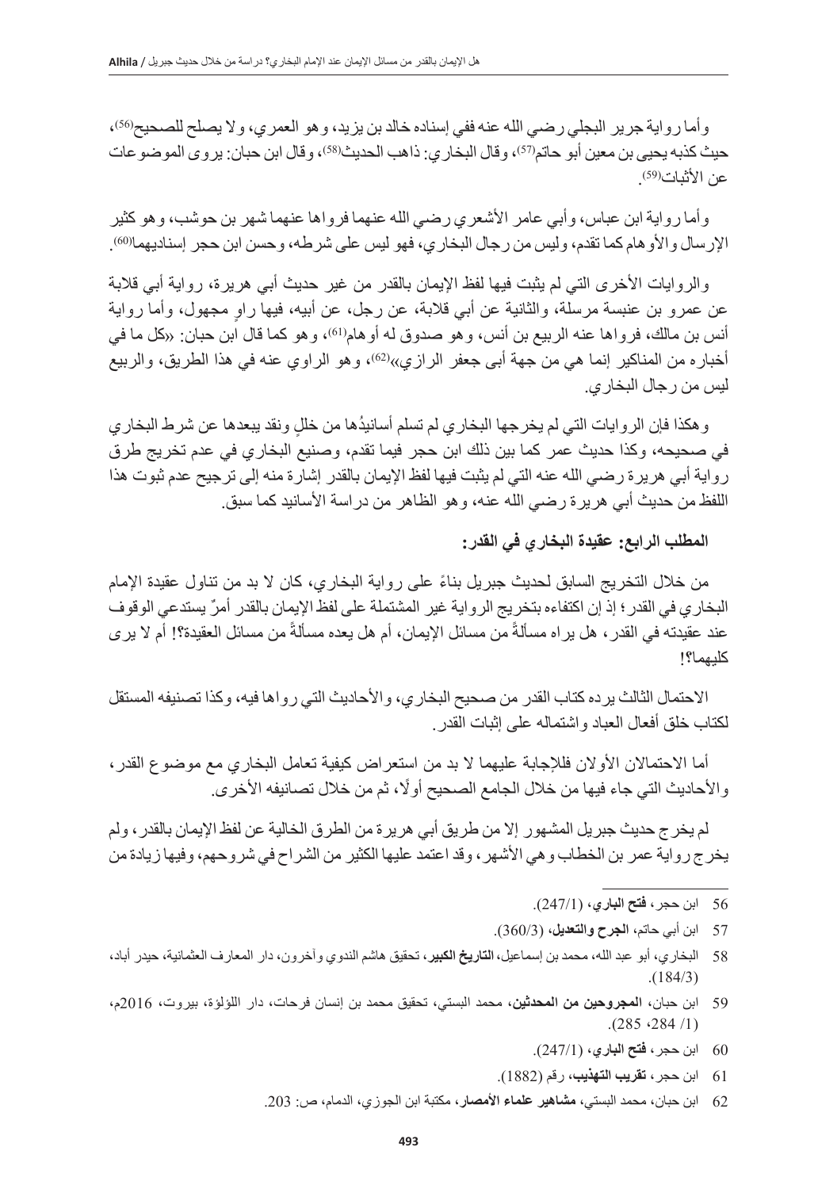وأما رواية جرير البجلي رضي الله عنه ففي إسناده خالد بن يزيد، وهو العمري، ولا يصلح للصحيح[56]، حيث كذبه يحيى بن معين أبو حاتم[57]، وقال البخاري: ذاهب الحديث[58]، وقال ابن حبان: يروى الموضوعات عن الأثبات[59].

وأما رواية ابن عباس، وأبي عامر الأشعري رضي الله عنهما فرواها عنهما شهر بن حوشب، وهو كثير الإرسال والأوهام كما تقدم، وليس من رجال البخاري، فهو ليس على شرطه، وحسن ابن حجر إسناديهما[60].

والروايات الأخرى التي لم يثبت فيها لفظ الإيمان بالقدر من غير حديث أبي هريرة، رواية أبي قلابة عن عمرو بن عنبسة مرسلة، والثانية عن أبي قلابة، عن رجل، عن أبيه، فيها راوٍ مجهول، وأما رواية أنس بن مالك، فرواها عنه الربيع بن أنس، وهو صدوق له أوهام[61]، وهو كما قال ابن حبان: «كل ما في أخباره من المناكير إنما هي من جهة أبي جعفر الرازي»[62]، وهو الراوي عنه في هذا الطريق، والربيع ليس من رجال البخاري.

وهكذا فإن الروايات التي لم يخرجها البخاري لم تسلم أسانيدُها من خللٍ ونقد يبعدها عن شرط البخاري في صحيحه، وكذا حديث عمر كما بين ذلك ابن حجر فيما تقدم، وصنيع البخاري في عدم تخريج طرق رواية أبي هريرة رضي الله عنه التي لم يثبت فيها لفظ الإيمان بالقدر إشارة منه إلى ترجيح عدم ثبوت هذا اللفظ من حديث أبي هريرة رضي الله عنه، وهو الظاهر من دراسة الأسانيد كما سبق.

**المطلب الرابع: عقيدة البخاري في القدر:**

من خلال التخريج السابق لحديث جبريل بناءً على رواية البخاري، كان لا بد من تناول عقيدة الإمام البخاري في القدر؛ إذ إن اكتفاءه بتخريج الرواية غير المشتملة على لفظ الإيمان بالقدر أمرٌ يستدعي الوقوف عند عقيدته في القدر، هل يراه مسألةً من مسائل الإيمان، أم هل يعده مسألةً من مسائل العقيدة؟! أم لا يرى كليهما؟!

الاحتمال الثالث يرده كتاب القدر من صحيح البخاري، والأحاديث التي رواها فيه، وكذا تصنيفه المستقل لكتاب خلق أفعال العباد واشتماله على إثبات القدر.

أما الاحتمالان الأولان فللإجابة عليهما لا بد من استعراض كيفية تعامل البخاري مع موضوع القدر، والأحاديث التي جاء فيها من خلال الجامع الصحيح أولًا، ثم من خلال تصانيفه الأخرى.

لم يخرج حديث جبريل المشهور إلا من طريق أبي هريرة من الطرق الخالية عن لفظ الإيمان بالقدر، ولم يخرج رواية عمر بن الخطاب وهي الأشهر، وقد اعتمد عليها الكثير من الشراح في شروحهم، وفيها زيادة من

---

56 ابن حجر، **فتح الباري**، (247/1).

57 ابن أبي حاتم، **الجرح والتعديل**، (360/3).

58 البخاري، أبو عبد الله، محمد بن إسماعيل، **التاريخ الكبير**، تحقيق هاشم الندوي وآخرون، دار المعارف العثمانية، حيدر أباد، (184/3).

59 ابن حبان، **المجروحين من المحدثين**، محمد البستي، تحقيق محمد بن إنسان فرحات، دار اللؤلؤة، بيروت، 2016م، (1/ 284، 285).

60 ابن حجر، **فتح الباري**، (247/1).

61 ابن حجر، **تقريب التهذيب**، رقم (1882).

62 ابن حبان، محمد البستي، **مشاهير علماء الأمصار**، مكتبة ابن الجوزي، الدمام، ص: 203.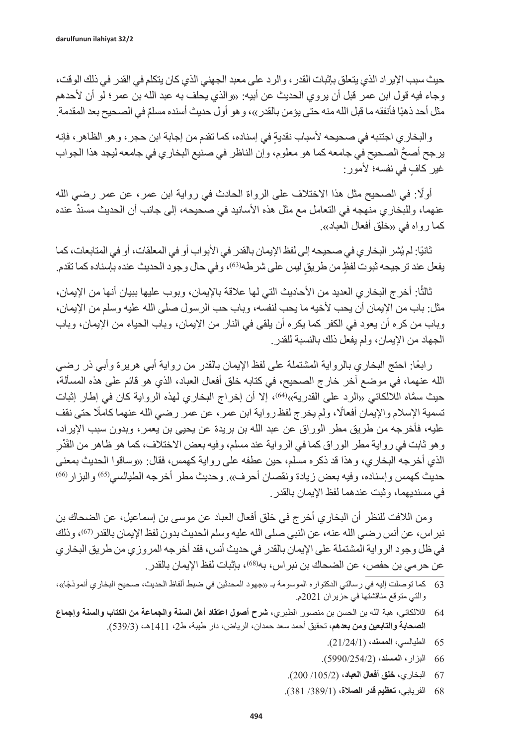حيث سبب الإيراد الذي يتعلق بإثبات القدر، والرد على معبد الجهني الذي كان يتكلم في القدر في ذلك الوقت، وجاء فيه قول ابن عمر قبل أن يروي الحديث عن أبيه: «والذي يحلف به عبد الله بن عمر؛ لو أن لأحدهم مثل أحد ذهبًا فأنفقه ما قبل الله منه حتى يؤمن بالقدر»، وهو أول حديث أسنده مسلمٌ في الصحيح بعد المقدمة.

والبخاري اجتنبه في صحيحه لأسباب نقديةٍ في إسناده، كما تقدم من إجابة ابن حجر، وهو الظاهر، فإنه يرجح أصحَّ الصحيح في جامعه كما هو معلوم، وإن الناظر في صنيع البخاري في جامعه ليجد هذا الجواب غير كافٍ في نفسه؛ لأمور:

أولًا: في الصحيح مثل هذا الاختلاف على الرواة الحادث في رواية ابن عمر، عن عمر رضي الله عنهما، وللبخاري منهجه في التعامل مع مثل هذه الأسانيد في صحيحه، إلى جانب أن الحديث مسندٌ عنده كما رواه في «خلق أفعال العباد».

ثانيًا: لم يُشر البخاري في صحيحه إلى لفظ الإيمان بالقدر في الأبواب أو في المعلقات، أو في المتابعات، كما يفعل عند ترجيحه ثبوت لفظٍ من طريقٍ ليس على شرطه[63]، وفي حال وجود الحديث عنده بإسناده كما تقدم.

ثالثًا: أخرج البخاري العديد من الأحاديث التي لها علاقة بالإيمان، وبوب عليها ببيان أنها من الإيمان، مثل: باب من الإيمان أن يحب لأخيه ما يحب لنفسه، وباب حب الرسول صلى الله عليه وسلم من الإيمان، وباب من كره أن يعود في الكفر كما يكره أن يلقى في النار من الإيمان، وباب الحياء من الإيمان، وباب الجهاد من الإيمان، ولم يفعل ذلك بالنسبة للقدر.

رابعًا: احتج البخاري بالرواية المشتملة على لفظ الإيمان بالقدر من رواية أبي هريرة وأبي ذر رضي الله عنهما، في موضع آخر خارج الصحيح، في كتابه خلق أفعال العباد، الذي هو قائم على هذه المسألة، حيث سمَّاه اللالكائي «الرد على القدرية»[64]، إلا أن إخراج البخاري لهذه الرواية كان في إطار إثبات تسمية الإسلام والإيمان أفعالًا، ولم يخرج لفظ رواية ابن عمر، عن عمر رضي الله عنهما كاملًا حتى نقف عليه، فأخرجه من طريق مطر الوراق عن عبد الله بن بريدة عن يحيى بن يعمر، وبدون سبب الإيراد، وهو ثابت في رواية مطر الوراق كما في الرواية عند مسلم، وفيه بعض الاختلاف، كما هو ظاهر من القَدْرِ الذي أخرجه البخاري، وهذا قد ذكره مسلم، حين عطفه على رواية كهمس، فقال: «وساقوا الحديث بمعنى حديث كهمس وإسناده، وفيه بعض زيادة ونقصان أحرف». وحديث مطر أخرجه الطيالسي[65] والبزار[66] في مسنديهما، وثبت عندهما لفظ الإيمان بالقدر.

ومن اللافت للنظر أن البخاري أخرج في خلق أفعال العباد عن موسى بن إسماعيل، عن الضحاك بن نبراس، عن أنس رضي الله عنه، عن النبي صلى الله عليه وسلم الحديث بدون لفظ الإيمان بالقدر[67]، وذلك في ظل وجود الرواية المشتملة على الإيمان بالقدر في حديث أنس، فقد أخرجه المروزي من طريق البخاري عن حرمي بن حفص، عن الضحاك بن نبراس، به[68]، بإثبات لفظ الإيمان بالقدر.

---

63 كما توصلت إليه في رسالتي الدكتوراه الموسومة بـ «جهود المحدثين في ضبط ألفاظ الحديث، صحيح البخاري أنموذجًا»، والتي متوقع مناقشتها في حزيران 2021م.

64 اللالكائي، هبة الله بن الحسن بن منصور الطبري، **شرح أصول اعتقاد أهل السنة والجماعة من الكتاب والسنة وإجماع الصحابة والتابعين ومن بعدهم**، تحقيق أحمد سعد حمدان، الرياض، دار طيبة، ط2، 1411هـ، (539/3).

65 الطيالسي، **المسند**، (21/24/1).

66 البزار، **المسند**، (5990/254/2).

67 البخاري، **خلق أفعال العباد**، (105/2/ 200).

68 الفريابي، **تعظيم قدر الصلاة**، (389/1/ 381).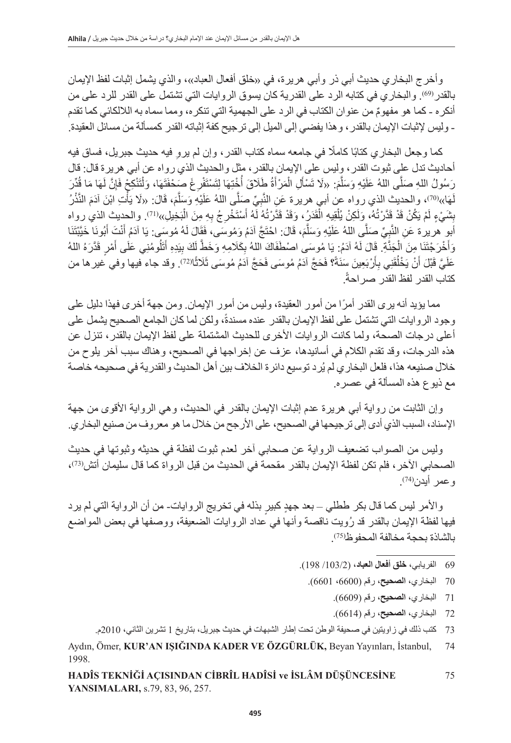وأخرج البخاري حديث أبي ذر وأبي هريرة، في «خلق أفعال العباد»، والذي يشمل إثبات لفظ الإيمان بالقدر[69]. والبخاري في كتابه الرد على القدرية كان يسوق الروايات التي تشتمل على القدر للرد على من أنكره - كما هو مفهومٌ من عنوان الكتاب في الرد على الجهمية التي تنكره، ومما سماه به اللالكائي كما تقدم - وليس لإثبات الإيمان بالقدر، وهذا يفضي إلى الميل إلى ترجيح كفة إثباته القدر كمسألة من مسائل العقيدة.

كما وجعل البخاري كتابًا كاملًا في جامعه سماه كتاب القدر، وإن لم يروِ فيه حديث جبريل، فساق فيه أحاديث تدل على ثبوت القدر، وليس على الإيمان بالقدر، مثل والحديث الذي رواه عن أبي هريرة قال: قال رَسُولُ اللهِ صَلَّى اللهُ عَلَيْهِ وَسَلَّمَ: «لَا تَسْأَلِ الْمَرْأَةُ طَلَاقَ أُخْتِهَا لِتَسْتَفْرِغَ صَحْفَتَهَا، وَلْتَنْكِحْ فَإِنَّ لَهَا مَا قُدِّرَ لَهَا»[70]، والحديث الذي رواه عن أبي هريرة عَنِ النَّبِيِّ صَلَّى اللهُ عَلَيْهِ وَسَلَّمَ، قَالَ: «لَا يَأْتِ ابْنَ آدَمَ النَّذْرُ بِشَيْءٍ لَمْ يَكُنْ قَدْ قَدَّرْتُهُ، وَلَكِنْ يُلْقِيهِ الْقَدَرُ، وَقَدْ قَدَّرْتُهُ لَهُ أَسْتَخْرِجُ بِهِ مِنَ الْبَخِيلِ»[71]. والحديث الذي رواه أبو هريرة عَنِ النَّبِيِّ صَلَّى اللهُ عَلَيْهِ وَسَلَّمَ، قَالَ: احْتَجَّ آدَمُ وَمُوسَى، فَقَالَ لَهُ مُوسَى: يَا آدَمُ أَنْتَ أَبُونَا خَيَّبْتَنَا وَأَخْرَجْتَنَا مِنَ الْجَنَّةِ. قَالَ لَهُ آدَمُ: يَا مُوسَى اصْطَفَاكَ اللهُ بِكَلَامِهِ وَخَطَّ لَكَ بِيَدِهِ أَتَلُومُنِي عَلَى أَمْرٍ قَدَّرَهُ اللهُ عَلَيَّ قَبْلَ أَنْ يَخْلُقَنِي بِأَرْبَعِينَ سَنَةً؟ فَحَجَّ آدَمُ مُوسَى فَحَجَّ آدَمُ مُوسَى ثَلَاثًا[72]. وقد جاء فيها وفي غيرها من كتاب القدر لفظ القدر صراحةً.

مما يؤيد أنه يرى القدر أمرًا من أمور العقيدة، وليس من أمور الإيمان. ومن جهة أخرى فهذا دليل على وجود الروايات التي تشتمل على لفظ الإيمان بالقدر عنده مسندةً، ولكن لما كان الجامع الصحيح يشمل على أعلى درجات الصحة، ولما كانت الروايات الأخرى للحديث المشتملة على لفظ الإيمان بالقدر، تنزل عن هذه الدرجات، وقد تقدم الكلام في أسانيدها، عزف عن إخراجها في الصحيح، وهناك سبب آخر يلوح من خلال صنيعه هذا، فلعل البخاري لم يُرد توسيع دائرة الخلاف بين أهل الحديث والقدرية في صحيحه خاصة مع ذيوع هذه المسألة في عصره.

وإن الثابت من رواية أبي هريرة عدم إثبات الإيمان بالقدر في الحديث، وهي الرواية الأقوى من جهة الإسناد، السبب الذي أدى إلى ترجيحها في الصحيح، على الأرجح من خلال ما هو معروف من صنيع البخاري.

وليس من الصواب تضعيف الرواية عن صحابي آخر لعدم ثبوت لفظة في حديثه وثبوتها في حديث الصحابي الآخر، فلم تكن لفظة الإيمان بالقدر مقحمة في الحديث من قبل الرواة كما قال سليمان أتش[73]، وعمر أيدن[74].

والأمر ليس كما قال بكر ططلي – بعد جهدٍ كبيرٍ بذله في تخريج الروايات- من أن الرواية التي لم يرد فيها لفظة الإيمان بالقدر قد رُويت ناقصة وأنها في عداد الروايات الضعيفة، ووصفها في بعض المواضع بالشاذة بحجة مخالفة المحفوظ[75].

---

69 الفريابي، **خلق أفعال العباد**، (2/103/ 198).

70 البخاري، **الصحيح**، رقم (6600، 6601).

71 البخاري، **الصحيح**، رقم (6609).

72 البخاري، **الصحيح**، رقم (6614).

73 كتب ذلك في زاويتين في صحيفة الوطن تحت إطار الشبهات في حديث جبريل، بتاريخ 1 تشرين الثاني، 2010م.

74 Aydın, Ömer, **KUR'AN IŞIĞINDA KADER VE ÖZGÜRLÜK,** Beyan Yayınları, İstanbul, 1998.

75 **HADÎS TEKNİĞİ AÇISINDAN CİBRÎL HADÎSİ ve İSLÂM DÜŞÜNCESİNE YANSIMALARI,** s.79, 83, 96, 257.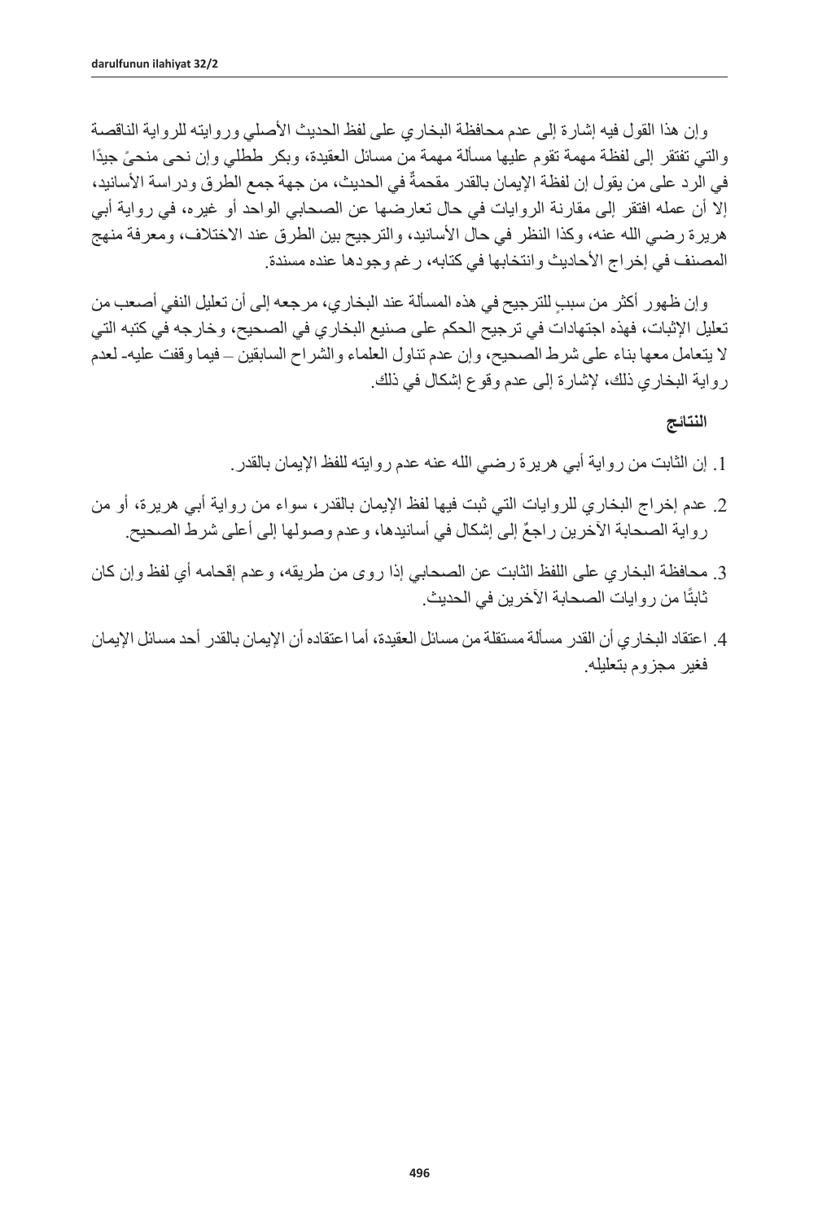وإن هذا القول فيه إشارة إلى عدم محافظة البخاري على لفظ الحديث الأصلي وروايته للرواية الناقصة والتي تفتقر إلى لفظة مهمة تقوم عليها مسألة مهمة من مسائل العقيدة، وبكر طظلي وإن نحى منحىً جيدًا في الرد على من يقول إن لفظة الإيمان بالقدر مقحمةٌ في الحديث، من جهة جمع الطرق ودراسة الأسانيد، إلا أن عمله افتقر إلى مقارنة الروايات في حال تعارضها عن الصحابي الواحد أو غيره، في رواية أبي هريرة رضي الله عنه، وكذا النظر في حال الأسانيد، والترجيح بين الطرق عند الاختلاف، ومعرفة منهج المصنف في إخراج الأحاديث وانتخابها في كتابه، رغم وجودها عنده مسندة.

وإن ظهور أكثر من سببٍ للترجيح في هذه المسألة عند البخاري، مرجعه إلى أن تعليل النفي أصعب من تعليل الإثبات، فهذه اجتهادات في ترجيح الحكم على صنيع البخاري في الصحيح، وخارجه في كتبه التي لا يتعامل معها بناء على شرط الصحيح، وإن عدم تناول العلماء والشراح السابقين – فيما وقفت عليه- لعدم رواية البخاري ذلك، لإشارة إلى عدم وقوع إشكال في ذلك.

### النتائج

1. إن الثابت من رواية أبي هريرة رضي الله عنه عدم روايته للفظ الإيمان بالقدر.
2. عدم إخراج البخاري للروايات التي ثبت فيها لفظ الإيمان بالقدر، سواء من رواية أبي هريرة، أو من رواية الصحابة الآخرين راجعٌ إلى إشكال في أسانيدها، وعدم وصولها إلى أعلى شرط الصحيح.
3. محافظة البخاري على اللفظ الثابت عن الصحابي إذا روى من طريقه، وعدم إقحامه أي لفظ وإن كان ثابتًا من روايات الصحابة الآخرين في الحديث.
4. اعتقاد البخاري أن القدر مسألة مستقلة من مسائل العقيدة، أما اعتقاده أن الإيمان بالقدر أحد مسائل الإيمان فغير مجزوم بتعليله.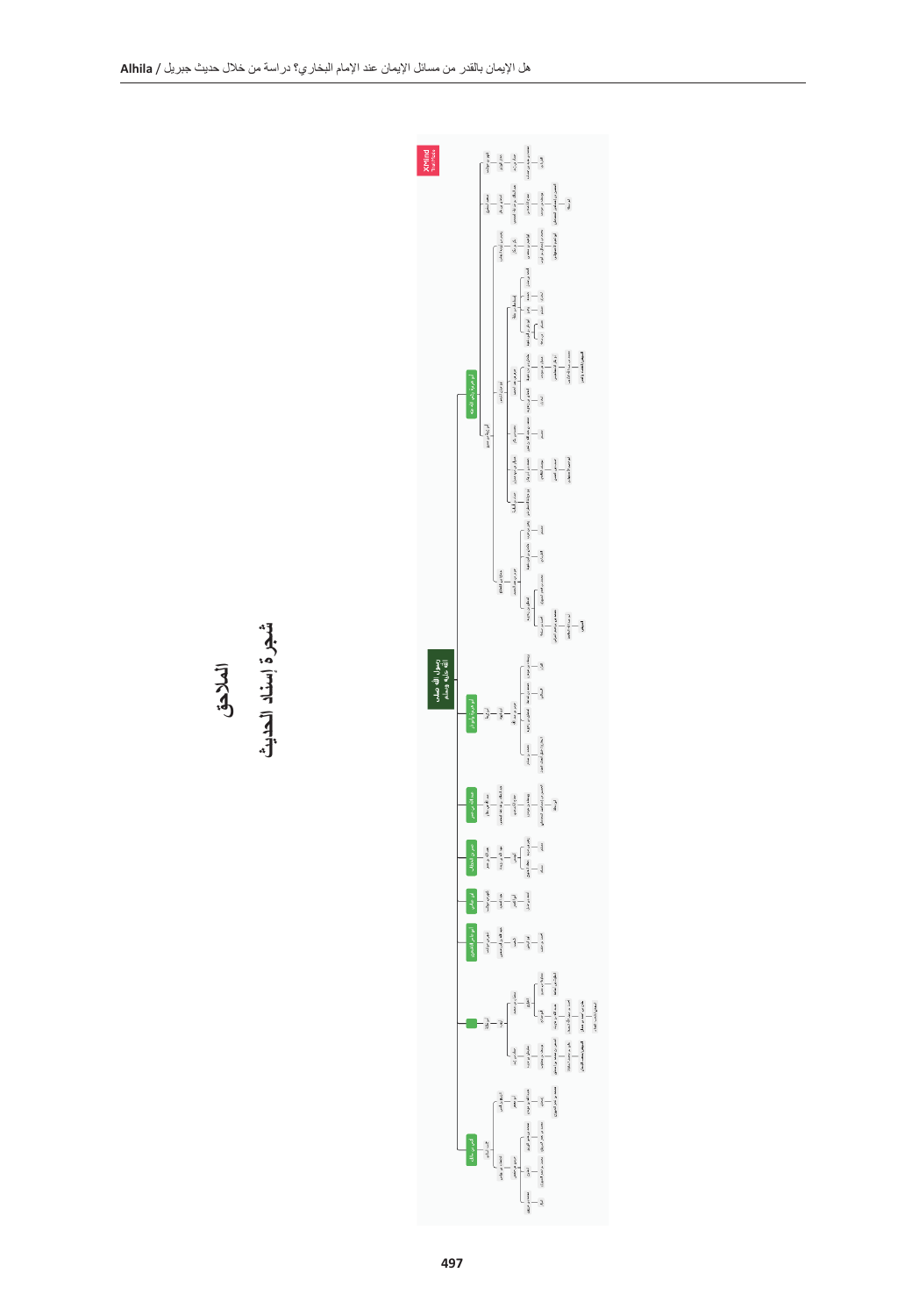# الملاحق

## شجرة إسناد الحديث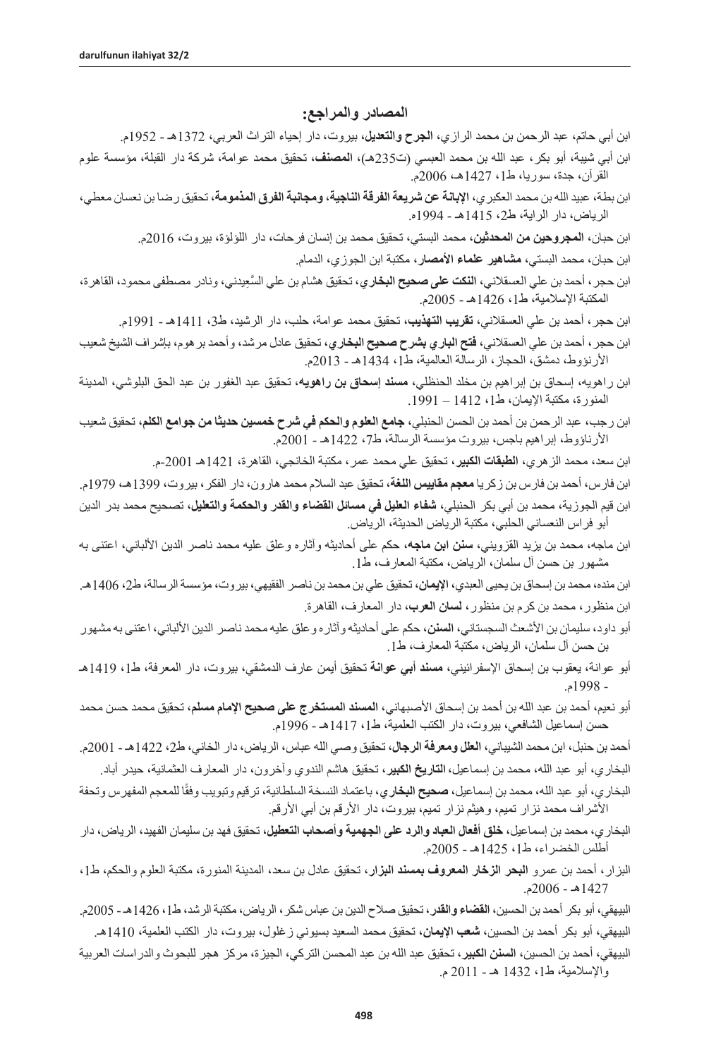## المصادر والمراجع:

ابن أبي حاتم، عبد الرحمن بن محمد الرازي، **الجرح والتعديل**، بيروت، دار إحياء التراث العربي، 1372هـ - 1952م.

ابن أبي شيبة، أبو بكر، عبد الله بن محمد العبسي (ت235هـ)، **المصنف**، تحقيق محمد عوامة، شركة دار القبلة، مؤسسة علوم القرآن، جدة، سوريا، ط1، 1427هـ، 2006م.

ابن بطة، عبيد الله بن محمد العكبري، **الإبانة عن شريعة الفرقة الناجية، ومجانبة الفرق المذمومة**، تحقيق رضا بن نعسان معطي، الرياض، دار الراية، ط2، 1415هـ - 1994م.

ابن حبان، **المجروحين من المحدثين**، محمد البستي، تحقيق محمد بن إنسان فرحات، دار اللؤلؤة، بيروت، 2016م.

ابن حبان، محمد البستي، **مشاهير علماء الأمصار**، مكتبة ابن الجوزي، الدمام.

ابن حجر، أحمد بن علي العسقلاني، **النكت على صحيح البخاري**، تحقيق هشام بن علي السَّعيدني، ونادر مصطفى محمود، القاهرة، المكتبة الإسلامية، ط1، 1426هـ - 2005م.

ابن حجر، أحمد بن علي العسقلاني، **تقريب التهذيب**، تحقيق محمد عوامة، حلب، دار الرشيد، ط3، 1411هـ - 1991م.

ابن حجر، أحمد بن علي العسقلاني، **فتح الباري بشرح صحيح البخاري**، تحقيق عادل مرشد، وأحمد برهوم، بإشراف الشيخ شعيب الأرنؤوط، دمشق، الحجاز، الرسالة العالمية، ط1، 1434هـ - 2013م.

ابن راهويه، إسحاق بن إبراهيم بن مخلد الحنظلي، **مسند إسحاق بن راهويه**، تحقيق عبد الغفور بن عبد الحق البلوشي، المدينة المنورة، مكتبة الإيمان، ط1، 1412 – 1991.

ابن رجب، عبد الرحمن بن أحمد بن الحسن الحنبلي، **جامع العلوم والحكم في شرح خمسين حديثا من جوامع الكلم**، تحقيق شعيب الأرناؤوط، إبراهيم باجس، بيروت مؤسسة الرسالة، ط7، 1422هـ - 2001م.

ابن سعد، محمد الزهري، **الطبقات الكبير**، تحقيق علي محمد عمر، مكتبة الخانجي، القاهرة، 1421هـ 2001-م.

ابن فارس، أحمد بن فارس بن زكريا **معجم مقاييس اللغة**، تحقيق عبد السلام محمد هارون، دار الفكر، بيروت، 1399هـ، 1979م.

ابن قيم الجوزية، محمد بن أبي بكر الحنبلي، **شفاء العليل في مسائل القضاء والقدر والحكمة والتعليل**، تصحيح محمد بدر الدين أبو فراس النعساني الحلبي، مكتبة الرياض الحديثة، الرياض.

ابن ماجه، محمد بن يزيد القزويني، **سنن ابن ماجه**، حكم على أحاديثه وآثاره وعلق عليه محمد ناصر الدين الألباني، اعتنى به مشهور بن حسن آل سلمان، الرياض، مكتبة المعارف، ط1.

ابن منده، محمد بن إسحاق بن يحيى العبدي، **الإيمان**، تحقيق علي بن محمد بن ناصر الفقيهي، بيروت، مؤسسة الرسالة، ط2، 1406هـ.

ابن منظور، محمد بن كرم بن منظور، **لسان العرب**، دار المعارف، القاهرة.

أبو داود، سليمان بن الأشعث السجستاني، **السنن**، حكم على أحاديثه وآثاره وعلق عليه محمد ناصر الدين الألباني، اعتنى به مشهور بن حسن آل سلمان، الرياض، مكتبة المعارف، ط1.

أبو عوانة، يعقوب بن إسحاق الإسفرائيني، **مسند أبي عوانة** تحقيق أيمن عارف الدمشقي، بيروت، دار المعرفة، ط1، 1419هـ - 1998م.

أبو نعيم، أحمد بن عبد الله بن أحمد بن إسحاق الأصبهاني، **المسند المستخرج على صحيح الإمام مسلم**، تحقيق محمد حسن محمد حسن إسماعيل الشافعي، بيروت، دار الكتب العلمية، ط1، 1417هـ - 1996م.

أحمد بن حنبل، ابن محمد الشيباني، **العلل ومعرفة الرجال**، تحقيق وصي الله عباس، الرياض، دار الخاني، ط2، 1422هـ - 2001م.

البخاري، أبو عبد الله، محمد بن إسماعيل، **التاريخ الكبير**، تحقيق هاشم الندوي وآخرون، دار المعارف العثمانية، حيدر آباد.

البخاري، أبو عبد الله، محمد بن إسماعيل، **صحيح البخاري**، باعتماد النسخة السلطانية، ترقيم وتبويب وفقًا للمعجم المفهرس وتحفة الأشراف محمد نزار تميم، وهيثم نزار تميم، بيروت، دار الأرقم بن أبي الأرقم.

البخاري، محمد بن إسماعيل، **خلق أفعال العباد والرد على الجهمية وأصحاب التعطيل**، تحقيق فهد بن سليمان الفهيد، الرياض، دار أطلس الخضراء، ط1، 1425هـ - 2005م.

البزار، أحمد بن عمرو **البحر الزخار المعروف بمسند البزار**، تحقيق عادل بن سعد، المدينة المنورة، مكتبة العلوم والحكم، ط1، 1427هـ - 2006م.

البيهقي، أبو بكر أحمد بن الحسين، **القضاء والقدر**، تحقيق صلاح الدين بن عباس شكر، الرياض، مكتبة الرشد، ط1، 1426هـ - 2005م.

البيهقي، أبو بكر أحمد بن الحسين، **شعب الإيمان**، تحقيق محمد السعيد بسيوني زغلول، بيروت، دار الكتب العلمية، 1410هـ.

البيهقي، أحمد بن الحسين، **السنن الكبير**، تحقيق عبد الله بن عبد المحسن التركي، الجيزة، مركز هجر للبحوث والدراسات العربية والإسلامية، ط1، 1432 هـ - 2011 م.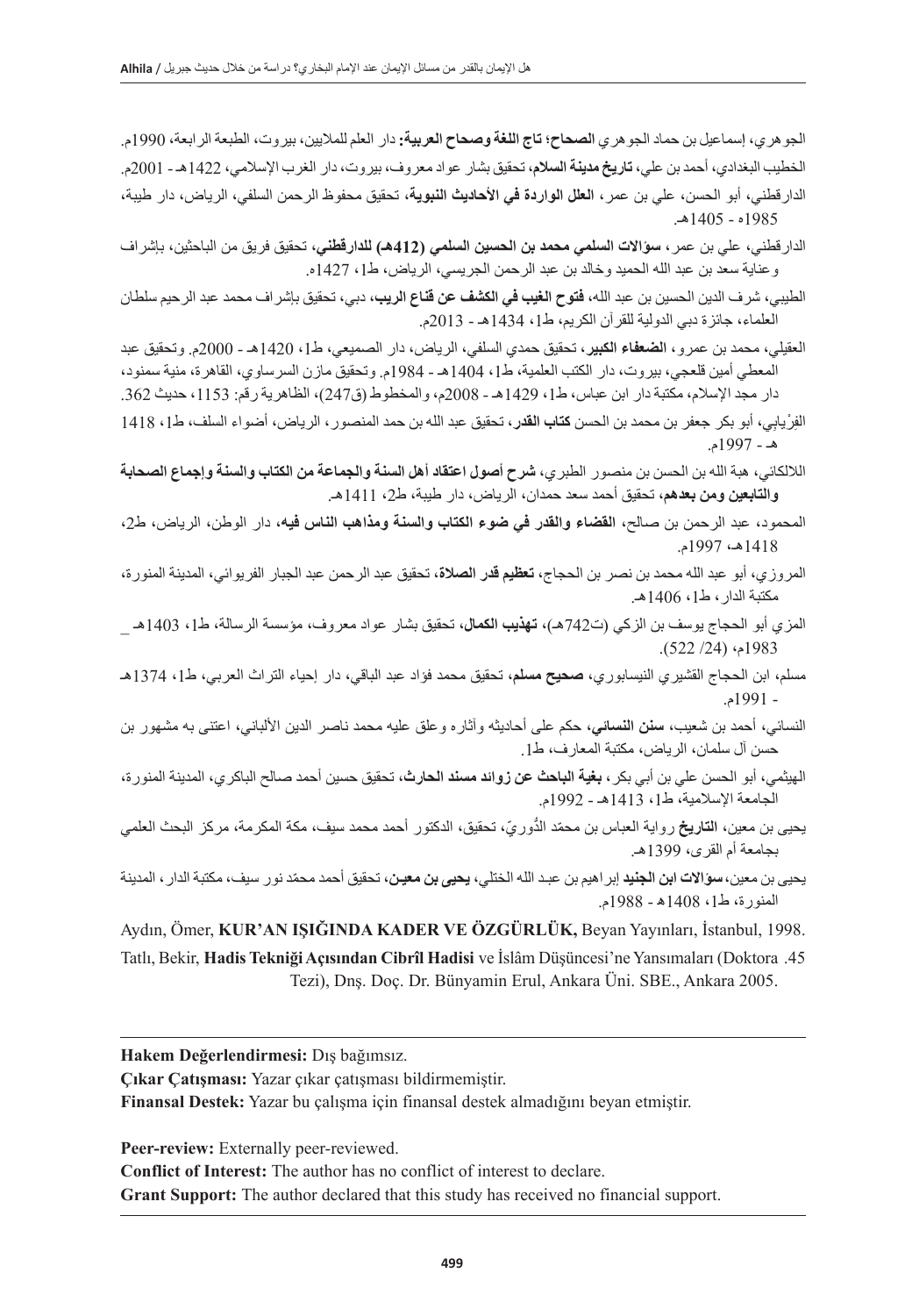الجوهري، إسماعيل بن حماد الجوهري **الصحاح؛ تاج اللغة وصحاح العربية:** دار العلم للملايين، بيروت، الطبعة الرابعة، 1990م.

الخطيب البغدادي، أحمد بن علي، **تاريخ مدينة السلام**، تحقيق بشار عواد معروف، بيروت، دار الغرب الإسلامي، 1422هـ - 2001م.

الدارقطني، أبو الحسن، علي بن عمر، **العلل الواردة في الأحاديث النبوية**، تحقيق محفوظ الرحمن السلفي، الرياض، دار طيبة، 1985ه - 1405هـ.

الدارقطني، علي بن عمر، **سؤالات السلمي محمد بن الحسين السلمي (412هـ) للدارقطني**، تحقيق فريق من الباحثين، بإشراف وعناية سعد بن عبد الله الحميد وخالد بن عبد الرحمن الجريسي، الرياض، ط1، 1427ه.

الطيبي، شرف الدين الحسين بن عبد الله، **فتوح الغيب في الكشف عن قناع الريب**، دبي، تحقيق بإشراف محمد عبد الرحيم سلطان العلماء، جائزة دبي الدولية للقرآن الكريم، ط1، 1434هـ - 2013م.

العقيلي، محمد بن عمرو، **الضعفاء الكبير**، تحقيق حمدي السلفي، الرياض، دار الصميعي، ط1، 1420هـ - 2000م. وتحقيق عبد المعطي أمين قلعجي، بيروت، دار الكتب العلمية، ط1، 1404هـ - 1984م. وتحقيق مازن السرساوي، القاهرة، منية سمنود، دار مجد الإسلام، مكتبة دار ابن عباس، ط1، 1429هـ - 2008م، والمخطوط (ق247)، الظاهرية رقم: 1153، حديث 362.

الفِرْيابي، أبو بكر جعفر بن محمد بن الحسن **كتاب القدر**، تحقيق عبد الله بن حمد المنصور، الرياض، أضواء السلف، ط1، 1418 هـ - 1997م.

اللالكائي، هبة الله بن الحسن بن منصور الطبري، **شرح أصول اعتقاد أهل السنة والجماعة من الكتاب والسنة وإجماع الصحابة والتابعين ومن بعدهم**، تحقيق أحمد سعد حمدان، الرياض، دار طيبة، ط2، 1411هـ.

المحمود، عبد الرحمن بن صالح، **القضاء والقدر في ضوء الكتاب والسنة ومذاهب الناس فيه**، دار الوطن، الرياض، ط2، 1418هـ، 1997م.

المروزي، أبو عبد الله محمد بن نصر بن الحجاج، **تعظيم قدر الصلاة**، تحقيق عبد الرحمن عبد الجبار الفريوائي، المدينة المنورة، مكتبة الدار، ط1، 1406هـ.

المزي أبو الحجاج يوسف بن الزكي (ت742هـ)، **تهذيب الكمال**، تحقيق بشار عواد معروف، مؤسسة الرسالة، ط1، 1403هـ _ 1983م، (24/ 522).

مسلم، ابن الحجاج القشيري النيسابوري، **صحيح مسلم**، تحقيق محمد فؤاد عبد الباقي، دار إحياء التراث العربي، ط1، 1374هـ - 1991م.

النسائي، أحمد بن شعيب، **سنن النسائي**، حكم على أحاديثه وآثاره وعلق عليه محمد ناصر الدين الألباني، اعتنى به مشهور بن حسن آل سلمان، الرياض، مكتبة المعارف، ط1.

الهيثمي، أبو الحسن علي بن أبي بكر، **بغية الباحث عن زوائد مسند الحارث**، تحقيق حسين أحمد صالح الباكري، المدينة المنورة، الجامعة الإسلامية، ط1، 1413هـ - 1992م.

يحيى بن معين، **التاريخ** رواية العباس بن محمّد الدُّوريّ، تحقيق، الدكتور أحمد محمد سيف، مكة المكرمة، مركز البحث العلمي بجامعة أم القرى، 1399هـ.

يحيى بن معين، **سؤالات ابن الجنيد** إبراهيم بن عبد الله الختلي، **يحيى بن معين**، تحقيق أحمد محمّد نور سيف، مكتبة الدار، المدينة المنورة، ط1، 1408هـ - 1988م.

Aydın, Ömer, **KUR'AN IŞIĞINDA KADER VE ÖZGÜRLÜK,** Beyan Yayınları, İstanbul, 1998.

Tatlı, Bekir, **Hadis Tekniği Açısından Cibrîl Hadisi** ve İslâm Düşüncesi'ne Yansımaları (Doktora Tezi), Dnş. Doç. Dr. Bünyamin Erul, Ankara Üni. SBE., Ankara 2005. .45

---

**Hakem Değerlendirmesi:** Dış bağımsız.

**Çıkar Çatışması:** Yazar çıkar çatışması bildirmemiştir.

**Finansal Destek:** Yazar bu çalışma için finansal destek almadığını beyan etmiştir.

**Peer-review:** Externally peer-reviewed.

**Conflict of Interest:** The author has no conflict of interest to declare.

**Grant Support:** The author declared that this study has received no financial support.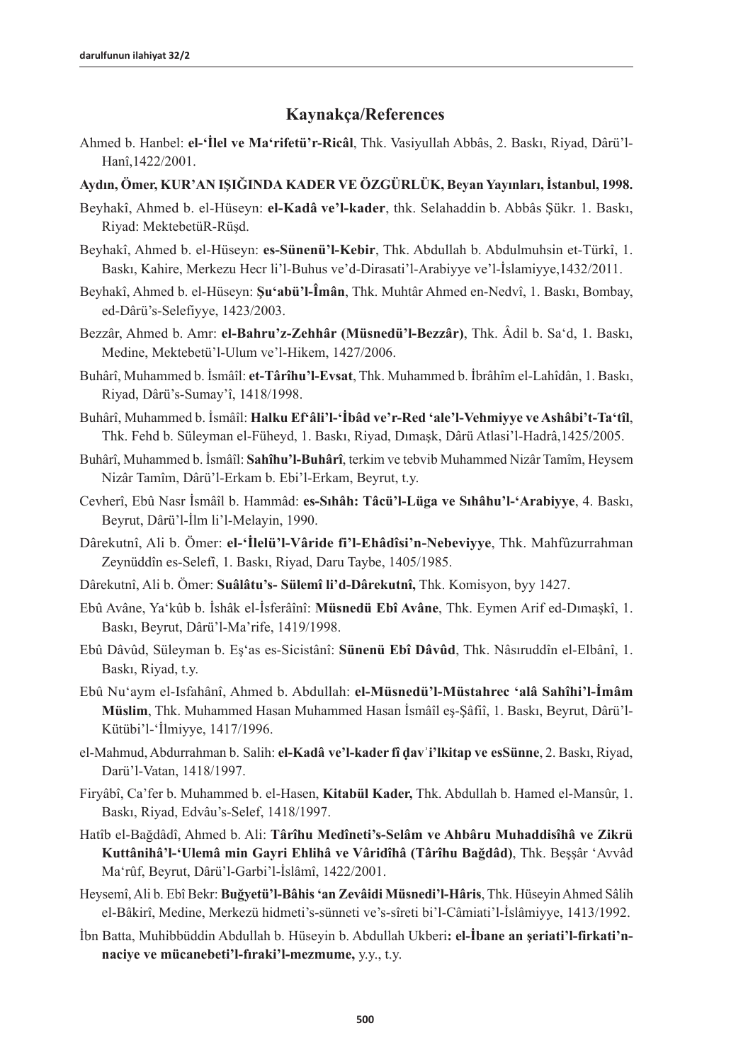## Kaynakça/References

Ahmed b. Hanbel: **el-'İlel ve Ma'rifetü'r-Ricâl**, Thk. Vasiyullah Abbâs, 2. Baskı, Riyad, Dârü'l-Hanî,1422/2001.

**Aydın, Ömer, KUR'AN IŞIĞINDA KADER VE ÖZGÜRLÜK, Beyan Yayınları, İstanbul, 1998.**

Beyhakî, Ahmed b. el-Hüseyn: **el-Kadâ ve'l-kader**, thk. Selahaddin b. Abbâs Şükr. 1. Baskı, Riyad: MektebetüR-Rüşd.

Beyhakî, Ahmed b. el-Hüseyn: **es-Sünenü'l-Kebir**, Thk. Abdullah b. Abdulmuhsin et-Türkî, 1. Baskı, Kahire, Merkezu Hecr li'l-Buhus ve'd-Dirasati'l-Arabiyye ve'l-İslamiyye,1432/2011.

Beyhakî, Ahmed b. el-Hüseyn: **Şu'abü'l-Îmân**, Thk. Muhtâr Ahmed en-Nedvî, 1. Baskı, Bombay, ed-Dârü's-Selefiyye, 1423/2003.

Bezzâr, Ahmed b. Amr: **el-Bahru'z-Zehhâr (Müsnedü'l-Bezzâr)**, Thk. Âdil b. Sa'd, 1. Baskı, Medine, Mektebetü'l-Ulum ve'l-Hikem, 1427/2006.

Buhârî, Muhammed b. İsmâîl: **et-Târîhu'l-Evsat**, Thk. Muhammed b. İbrâhîm el-Lahîdân, 1. Baskı, Riyad, Dârü's-Sumay'î, 1418/1998.

Buhârî, Muhammed b. İsmâîl: **Halku Ef'âli'l-'İbâd ve'r-Red 'ale'l-Vehmiyye ve Ashâbi't-Ta'tîl**, Thk. Fehd b. Süleyman el-Füheyd, 1. Baskı, Riyad, Dımaşk, Dârü Atlasi'l-Hadrâ,1425/2005.

Buhârî, Muhammed b. İsmâîl: **Sahîhu'l-Buhârî**, terkim ve tebvib Muhammed Nizâr Tamîm, Heysem Nizâr Tamîm, Dârü'l-Erkam b. Ebi'l-Erkam, Beyrut, t.y.

Cevherî, Ebû Nasr İsmâîl b. Hammâd: **es-Sıhâh: Tâcü'l-Lüga ve Sıhâhu'l-'Arabiyye**, 4. Baskı, Beyrut, Dârü'l-İlm li'l-Melayin, 1990.

Dârekutnî, Ali b. Ömer: **el-'İlelü'l-Vâride fi'l-Ehâdîsi'n-Nebeviyye**, Thk. Mahfûzurrahman Zeynüddîn es-Selefî, 1. Baskı, Riyad, Daru Taybe, 1405/1985.

Dârekutnî, Ali b. Ömer: **Suâlâtu's- Sülemî li'd-Dârekutnî,** Thk. Komisyon, byy 1427.

Ebû Avâne, Ya'kûb b. İshâk el-İsferâînî: **Müsnedü Ebî Avâne**, Thk. Eymen Arif ed-Dımaşkî, 1. Baskı, Beyrut, Dârü'l-Ma'rife, 1419/1998.

Ebû Dâvûd, Süleyman b. Eş'as es-Sicistânî: **Sünenü Ebî Dâvûd**, Thk. Nâsıruddîn el-Elbânî, 1. Baskı, Riyad, t.y.

Ebû Nu'aym el-Isfahânî, Ahmed b. Abdullah: **el-Müsnedü'l-Müstahrec 'alâ Sahîhi'l-İmâm Müslim**, Thk. Muhammed Hasan Muhammed Hasan İsmâîl eş-Şâfiî, 1. Baskı, Beyrut, Dârü'l-Kütübi'l-'İlmiyye, 1417/1996.

el-Mahmud, Abdurrahman b. Salih: **el-Kadâ ve'l-kader fî ḍavʾi'lkitap ve esSünne**, 2. Baskı, Riyad, Darü'l-Vatan, 1418/1997.

Firyâbî, Ca'fer b. Muhammed b. el-Hasen, **Kitabül Kader,** Thk. Abdullah b. Hamed el-Mansûr, 1. Baskı, Riyad, Edvâu's-Selef, 1418/1997.

Hatîb el-Bağdâdî, Ahmed b. Ali: **Târîhu Medîneti's-Selâm ve Ahbâru Muhaddisîhâ ve Zikrü Kuttânihâ'l-'Ulemâ min Gayri Ehlihâ ve Vâridîhâ (Târîhu Bağdâd)**, Thk. Beşşâr 'Avvâd Ma'rûf, Beyrut, Dârü'l-Garbi'l-İslâmî, 1422/2001.

Heysemî, Ali b. Ebî Bekr: **Buğyetü'l-Bâhis 'an Zevâidi Müsnedi'l-Hâris**, Thk. Hüseyin Ahmed Sâlih el-Bâkirî, Medine, Merkezü hidmeti's-sünneti ve's-sîreti bi'l-Câmiati'l-İslâmiyye, 1413/1992.

İbn Batta, Muhibbüddin Abdullah b. Hüseyin b. Abdullah Ukberi**: el-İbane an şeriati'l-firkati'n-naciye ve mücanebeti'l-fıraki'l-mezmume,** y.y., t.y.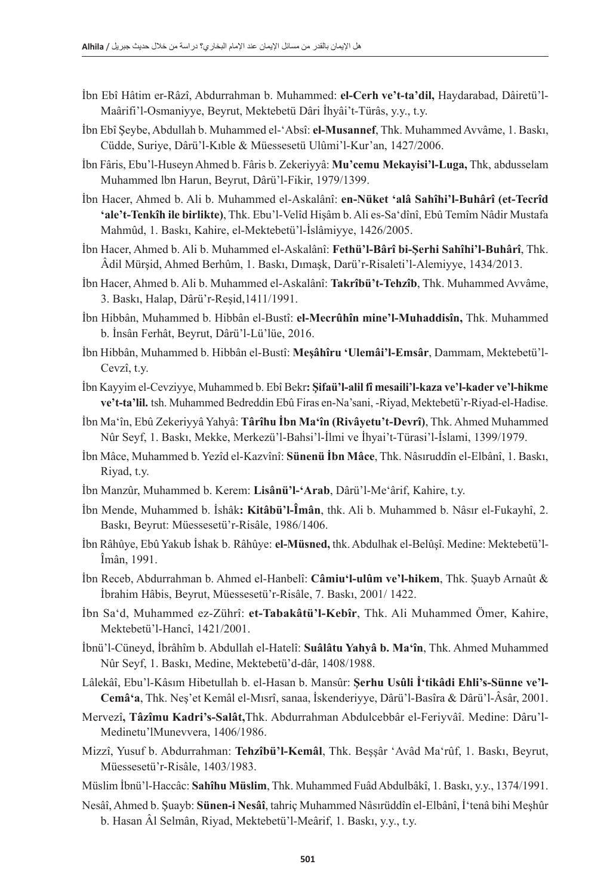İbn Ebî Hâtim er-Râzî, Abdurrahman b. Muhammed: **el-Cerh ve't-ta'dil,** Haydarabad, Dâiretü'l-Maârifi'l-Osmaniyye, Beyrut, Mektebetü Dâri İhyâi't-Türâs, y.y., t.y.

İbn Ebî Şeybe, Abdullah b. Muhammed el-'Absî: **el-Musannef**, Thk. Muhammed Avvâme, 1. Baskı, Cüdde, Suriye, Dârü'l-Kıble & Müessesetü Ulûmi'l-Kur'an, 1427/2006.

İbn Fâris, Ebu'l-Huseyn Ahmed b. Fâris b. Zekeriyyâ: **Mu'cemu Mekayisi'l-Luga,** Thk, abdusselam Muhammed lbn Harun, Beyrut, Dârü'l-Fikir, 1979/1399.

İbn Hacer, Ahmed b. Ali b. Muhammed el-Askalânî: **en-Nüket 'alâ Sahîhi'l-Buhârî (et-Tecrîd 'ale't-Tenkîh ile birlikte)**, Thk. Ebu'l-Velîd Hişâm b. Ali es-Sa'dînî, Ebû Temîm Nâdir Mustafa Mahmûd, 1. Baskı, Kahire, el-Mektebetü'l-İslâmiyye, 1426/2005.

İbn Hacer, Ahmed b. Ali b. Muhammed el-Askalânî: **Fethü'l-Bârî bi-Şerhi Sahîhi'l-Buhârî**, Thk. Âdil Mürşid, Ahmed Berhûm, 1. Baskı, Dımaşk, Darü'r-Risaleti'l-Alemiyye, 1434/2013.

İbn Hacer, Ahmed b. Ali b. Muhammed el-Askalânî: **Takrîbü't-Tehzîb**, Thk. Muhammed Avvâme, 3. Baskı, Halap, Dârü'r-Reşid,1411/1991.

İbn Hibbân, Muhammed b. Hibbân el-Bustî: **el-Mecrûhîn mine'l-Muhaddisîn,** Thk. Muhammed b. İnsân Ferhât, Beyrut, Dârü'l-Lü'lüe, 2016.

İbn Hibbân, Muhammed b. Hibbân el-Bustî: **Meşâhîru 'Ulemâi'l-Emsâr**, Dammam, Mektebetü'l-Cevzî, t.y.

İbn Kayyim el-Cevziyye, Muhammed b. Ebî Bekr**: Şifaü'l-alil fî mesaili'l-kaza ve'l-kader ve'l-hikme ve't-ta'lil.** tsh. Muhammed Bedreddin Ebû Firas en-Na'sani, -Riyad, Mektebetü'r-Riyad-el-Hadise.

İbn Ma'în, Ebû Zekeriyyâ Yahyâ: **Târîhu İbn Ma'în (Rivâyetu't-Devrî)**, Thk. Ahmed Muhammed Nûr Seyf, 1. Baskı, Mekke, Merkezü'l-Bahsi'l-İlmi ve İhyai't-Türasi'l-İslami, 1399/1979.

İbn Mâce, Muhammed b. Yezîd el-Kazvînî: **Sünenü İbn Mâce**, Thk. Nâsıruddîn el-Elbânî, 1. Baskı, Riyad, t.y.

İbn Manzûr, Muhammed b. Kerem: **Lisânü'l-'Arab**, Dârü'l-Me'ârif, Kahire, t.y.

İbn Mende, Muhammed b. İshâk**: Kitâbü'l-Îmân**, thk. Ali b. Muhammed b. Nâsır el-Fukayhî, 2. Baskı, Beyrut: Müessesetü'r-Risâle, 1986/1406.

İbn Râhûye, Ebû Yakub İshak b. Râhûye: **el-Müsned,** thk. Abdulhak el-Belûşî. Medine: Mektebetü'l-Îmân, 1991.

İbn Receb, Abdurrahman b. Ahmed el-Hanbelî: **Câmiu'l-ulûm ve'l-hikem**, Thk. Şuayb Arnaût & İbrahim Hâbis, Beyrut, Müessesetü'r-Risâle, 7. Baskı, 2001/ 1422.

İbn Sa'd, Muhammed ez-Zührî: **et-Tabakâtü'l-Kebîr**, Thk. Ali Muhammed Ömer, Kahire, Mektebetü'l-Hancî, 1421/2001.

İbnü'l-Cüneyd, İbrâhîm b. Abdullah el-Hatelî: **Suâlâtu Yahyâ b. Ma'în**, Thk. Ahmed Muhammed Nûr Seyf, 1. Baskı, Medine, Mektebetü'd-dâr, 1408/1988.

Lâlekâî, Ebu'l-Kâsım Hibetullah b. el-Hasan b. Mansûr: **Şerhu Usûli İ'tikâdi Ehli's-Sünne ve'l-Cemâ'a**, Thk. Neş'et Kemâl el-Mısrî, sanaa, İskenderiyye, Dârü'l-Basîra & Dârü'l-Âsâr, 2001.

Mervezî**, Tâzîmu Kadri's-Salât,**Thk. Abdurrahman Abdulcebbâr el-Feriyvâî. Medine: Dâru'l-Medinetu'lMunevvera, 1406/1986.

Mizzî, Yusuf b. Abdurrahman: **Tehzîbü'l-Kemâl**, Thk. Beşşâr 'Avâd Ma'rûf, 1. Baskı, Beyrut, Müessesetü'r-Risâle, 1403/1983.

Müslim İbnü'l-Haccâc: **Sahîhu Müslim**, Thk. Muhammed Fuâd Abdulbâkî, 1. Baskı, y.y., 1374/1991.

Nesâî, Ahmed b. Şuayb: **Sünen-i Nesâî**, tahriç Muhammed Nâsırüddîn el-Elbânî, İ'tenâ bihi Meşhûr b. Hasan Âl Selmân, Riyad, Mektebetü'l-Meârif, 1. Baskı, y.y., t.y.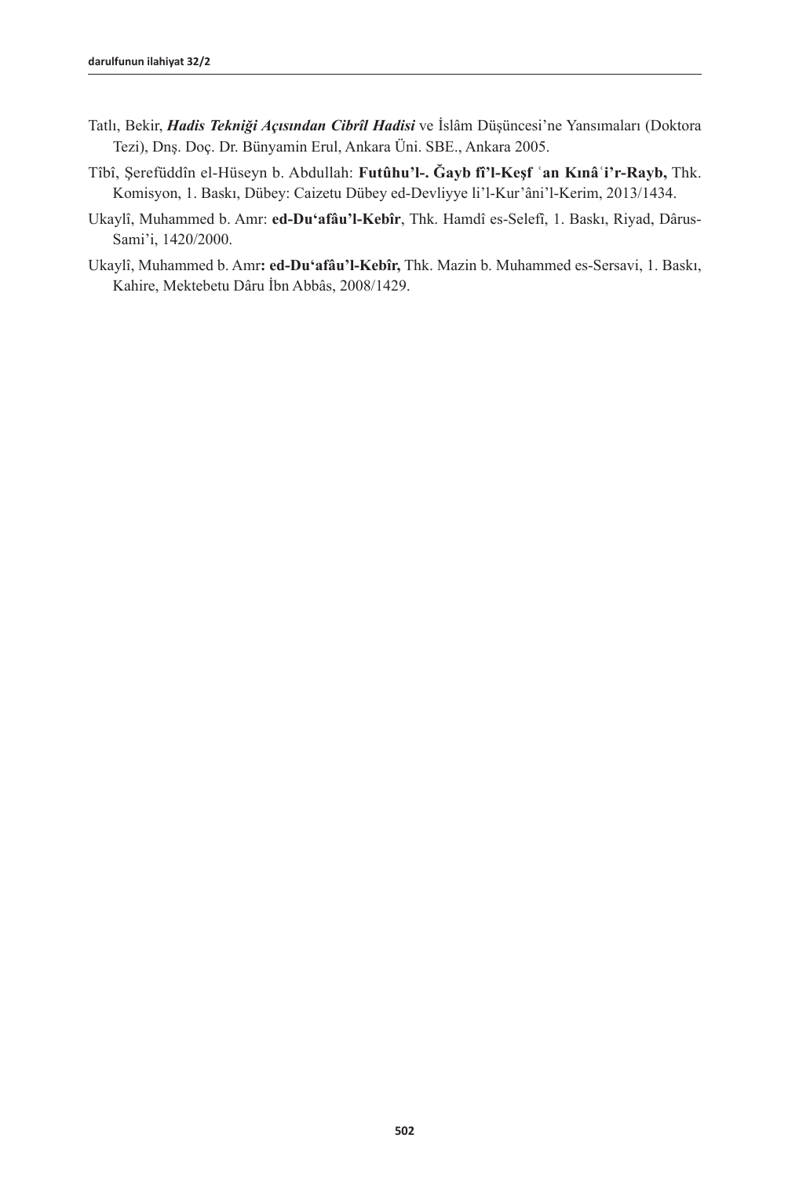Tatlı, Bekir, ***Hadis Tekniği Açısından Cibrîl Hadisi*** ve İslâm Düşüncesi'ne Yansımaları (Doktora Tezi), Dnş. Doç. Dr. Bünyamin Erul, Ankara Üni. SBE., Ankara 2005.

Tîbî, Şerefüddîn el-Hüseyn b. Abdullah: **Futûhu'l-. Ğayb fî'l-Keşf ʿan Kınâʿi'r-Rayb,** Thk. Komisyon, 1. Baskı, Dübey: Caizetu Dübey ed-Devliyye li'l-Kur'âni'l-Kerim, 2013/1434.

Ukaylî, Muhammed b. Amr: **ed-Du'afâu'l-Kebîr**, Thk. Hamdî es-Selefî, 1. Baskı, Riyad, Dârus-Sami'i, 1420/2000.

Ukaylî, Muhammed b. Amr**: ed-Du'afâu'l-Kebîr,** Thk. Mazin b. Muhammed es-Sersavi, 1. Baskı, Kahire, Mektebetu Dâru İbn Abbâs, 2008/1429.